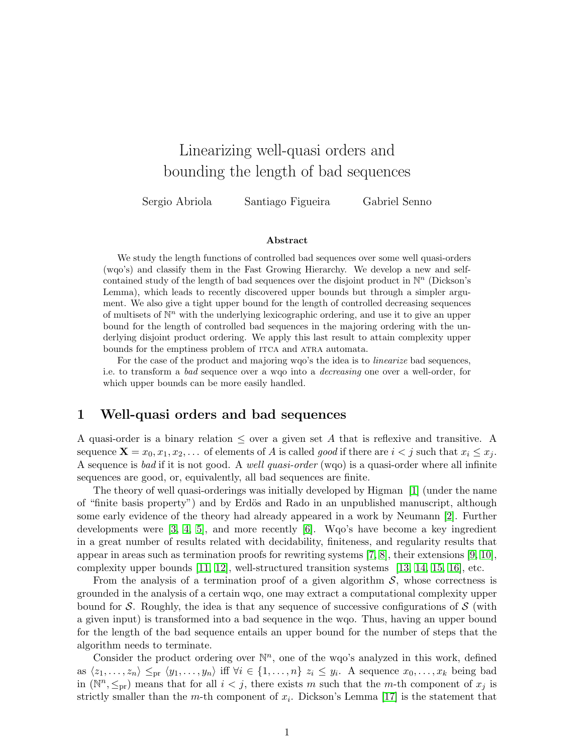# Linearizing well-quasi orders and bounding the length of bad sequences

Sergio Abriola    Santiago Figueira    Gabriel Senno

### Abstract

We study the length functions of controlled bad sequences over some well quasi-orders (wqo's) and classify them in the Fast Growing Hierarchy. We develop a new and self-contained study of the length of bad sequences over the disjoint product in $\mathbb{N}^n$ (Dickson's Lemma), which leads to recently discovered upper bounds but through a simpler argument. We also give a tight upper bound for the length of controlled decreasing sequences of multisets of $\mathbb{N}^n$ with the underlying lexicographic ordering, and use it to give an upper bound for the length of controlled bad sequences in the majoring ordering with the underlying disjoint product ordering. We apply this last result to attain complexity upper bounds for the emptiness problem of ITCA and ATRA automata.

For the case of the product and majoring wqo's the idea is to *linearize* bad sequences, i.e. to transform a *bad* sequence over a wqo into a *decreasing* one over a well-order, for which upper bounds can be more easily handled.

## 1 Well-quasi orders and bad sequences

A quasi-order is a binary relation $\leq$ over a given set $A$ that is reflexive and transitive. A sequence $\mathbf{X} = x_0, x_1, x_2, \dots$ of elements of $A$ is called *good* if there are $i < j$ such that $x_i \leq x_j$. A sequence is *bad* if it is not good. A *well quasi-order* (wqo) is a quasi-order where all infinite sequences are good, or, equivalently, all bad sequences are finite.

The theory of well quasi-orderings was initially developed by Higman [1] (under the name of "finite basis property") and by Erdös and Rado in an unpublished manuscript, although some early evidence of the theory had already appeared in a work by Neumann [2]. Further developments were [3, 4, 5], and more recently [6]. Wqo's have become a key ingredient in a great number of results related with decidability, finiteness, and regularity results that appear in areas such as termination proofs for rewriting systems [7, 8], their extensions [9, 10], complexity upper bounds [11, 12], well-structured transition systems [13, 14, 15, 16], etc.

From the analysis of a termination proof of a given algorithm $\mathcal{S}$, whose correctness is grounded in the analysis of a certain wqo, one may extract a computational complexity upper bound for $\mathcal{S}$. Roughly, the idea is that any sequence of successive configurations of $\mathcal{S}$ (with a given input) is transformed into a bad sequence in the wqo. Thus, having an upper bound for the length of the bad sequence entails an upper bound for the number of steps that the algorithm needs to terminate.

Consider the product ordering over $\mathbb{N}^n$, one of the wqo's analyzed in this work, defined as $\langle z_1, \dots, z_n \rangle \leq_{\text{pr}} \langle y_1, \dots, y_n \rangle$ iff $\forall i \in \{1, \dots, n\}\ z_i \leq y_i$. A sequence $x_0, \dots, x_k$ being bad in $(\mathbb{N}^n, \leq_{\text{pr}})$ means that for all $i < j$, there exists $m$ such that the $m$-th component of $x_j$ is strictly smaller than the $m$-th component of $x_i$. Dickson's Lemma [17] is the statement that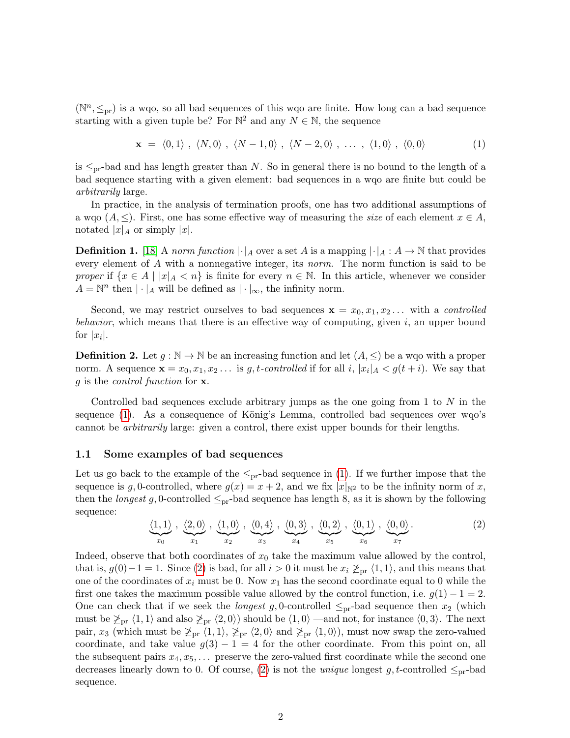$(\mathbb{N}^n, \leq_{\text{pr}})$ is a wqo, so all bad sequences of this wqo are finite. How long can a bad sequence starting with a given tuple be? For $\mathbb{N}^2$ and any $N \in \mathbb{N}$, the sequence

$$\mathbf{x} \;=\; \langle 0,1\rangle \;,\; \langle N,0\rangle \;,\; \langle N-1,0\rangle \;,\; \langle N-2,0\rangle \;,\; \dots \;,\; \langle 1,0\rangle \;,\; \langle 0,0\rangle \tag{1}$$

is $\leq_{\text{pr}}$-bad and has length greater than $N$. So in general there is no bound to the length of a bad sequence starting with a given element: bad sequences in a wqo are finite but could be *arbitrarily* large.

In practice, in the analysis of termination proofs, one has two additional assumptions of a wqo $(A, \leq)$. First, one has some effective way of measuring the *size* of each element $x \in A$, notated $|x|_A$ or simply $|x|$.

**Definition 1.** [18] A *norm function* $|\cdot|_A$ over a set $A$ is a mapping $|\cdot|_A : A \to \mathbb{N}$ that provides every element of $A$ with a nonnegative integer, its *norm*. The norm function is said to be *proper* if $\{x \in A \mid |x|_A < n\}$ is finite for every $n \in \mathbb{N}$. In this article, whenever we consider $A = \mathbb{N}^n$ then $|\cdot|_A$ will be defined as $|\cdot|_\infty$, the infinity norm.

Second, we may restrict ourselves to bad sequences $\mathbf{x} = x_0, x_1, x_2 \dots$ with a *controlled behavior*, which means that there is an effective way of computing, given $i$, an upper bound for $|x_i|$.

**Definition 2.** Let $g : \mathbb{N} \to \mathbb{N}$ be an increasing function and let $(A, \leq)$ be a wqo with a proper norm. A sequence $\mathbf{x} = x_0, x_1, x_2 \dots$ is *$g, t$-controlled* if for all $i$, $|x_i|_A < g(t+i)$. We say that $g$ is the *control function* for $\mathbf{x}$.

Controlled bad sequences exclude arbitrary jumps as the one going from 1 to $N$ in the sequence (1). As a consequence of König's Lemma, controlled bad sequences over wqo's cannot be *arbitrarily* large: given a control, there exist upper bounds for their lengths.

### 1.1 Some examples of bad sequences

Let us go back to the example of the $\leq_{\text{pr}}$-bad sequence in (1). If we further impose that the sequence is $g, 0$-controlled, where $g(x) = x + 2$, and we fix $|x|_{\mathbb{N}^2}$ to be the infinity norm of $x$, then the *longest* $g, 0$-controlled $\leq_{\text{pr}}$-bad sequence has length 8, as it is shown by the following sequence:

$$\underbrace{\langle 1,1\rangle}_{x_0} \;,\; \underbrace{\langle 2,0\rangle}_{x_1} \;,\; \underbrace{\langle 1,0\rangle}_{x_2} \;,\; \underbrace{\langle 0,4\rangle}_{x_3} \;,\; \underbrace{\langle 0,3\rangle}_{x_4} \;,\; \underbrace{\langle 0,2\rangle}_{x_5} \;,\; \underbrace{\langle 0,1\rangle}_{x_6} \;,\; \underbrace{\langle 0,0\rangle}_{x_7} . \tag{2}$$

Indeed, observe that both coordinates of $x_0$ take the maximum value allowed by the control, that is, $g(0) - 1 = 1$. Since (2) is bad, for all $i > 0$ it must be $x_i \not\geq_{\text{pr}} \langle 1,1\rangle$, and this means that one of the coordinates of $x_i$ must be 0. Now $x_1$ has the second coordinate equal to 0 while the first one takes the maximum possible value allowed by the control function, i.e. $g(1) - 1 = 2$. One can check that if we seek the *longest* $g, 0$-controlled $\leq_{\text{pr}}$-bad sequence then $x_2$ (which must be $\not\geq_{\text{pr}} \langle 1,1\rangle$ and also $\not\geq_{\text{pr}} \langle 2,0\rangle$) should be $\langle 1,0\rangle$ —and not, for instance $\langle 0,3\rangle$. The next pair, $x_3$ (which must be $\not\geq_{\text{pr}} \langle 1,1\rangle$, $\not\geq_{\text{pr}} \langle 2,0\rangle$ and $\not\geq_{\text{pr}} \langle 1,0\rangle$), must now swap the zero-valued coordinate, and take value $g(3) - 1 = 4$ for the other coordinate. From this point on, all the subsequent pairs $x_4, x_5, \dots$ preserve the zero-valued first coordinate while the second one decreases linearly down to 0. Of course, (2) is not the *unique* longest $g, t$-controlled $\leq_{\text{pr}}$-bad sequence.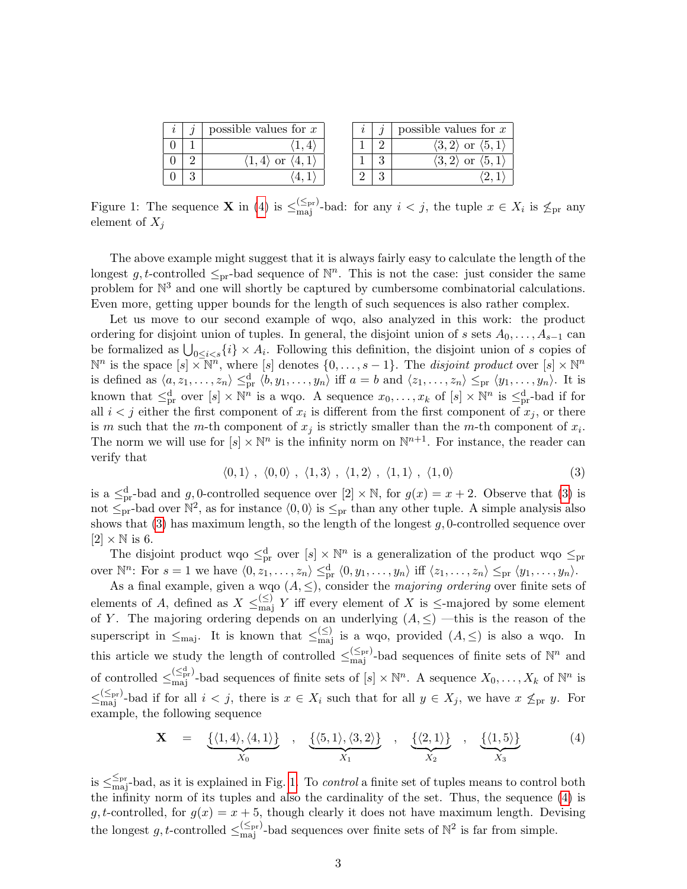| $i$ | $j$ | possible values for $x$ |
|---|---|---|
| 0 | 1 | $\langle 1,4\rangle$ |
| 0 | 2 | $\langle 1,4\rangle$ or $\langle 4,1\rangle$ |
| 0 | 3 | $\langle 4,1\rangle$ |

| $i$ | $j$ | possible values for $x$ |
|---|---|---|
| 1 | 2 | $\langle 3,2\rangle$ or $\langle 5,1\rangle$ |
| 1 | 3 | $\langle 3,2\rangle$ or $\langle 5,1\rangle$ |
| 2 | 3 | $\langle 2,1\rangle$ |

Figure 1: The sequence $\mathbf{X}$ in (4) is $\leq_{\mathrm{maj}}^{(\leq_{\mathrm{pr}})}$-bad: for any $i<j$, the tuple $x \in X_i$ is $\not\leq_{\mathrm{pr}}$ any element of $X_j$

The above example might suggest that it is always fairly easy to calculate the length of the longest $g,t$-controlled $\leq_{\mathrm{pr}}$-bad sequence of $\mathbb{N}^n$. This is not the case: just consider the same problem for $\mathbb{N}^3$ and one will shortly be captured by cumbersome combinatorial calculations. Even more, getting upper bounds for the length of such sequences is also rather complex.

Let us move to our second example of wqo, also analyzed in this work: the product ordering for disjoint union of tuples. In general, the disjoint union of $s$ sets $A_0,\ldots,A_{s-1}$ can be formalized as $\bigcup_{0\leq i<s}\{i\}\times A_i$. Following this definition, the disjoint union of $s$ copies of $\mathbb{N}^n$ is the space $[s]\times\mathbb{N}^n$, where $[s]$ denotes $\{0,\ldots,s-1\}$. The *disjoint product* over $[s]\times\mathbb{N}^n$ is defined as $\langle a,z_1,\ldots,z_n\rangle \leq_{\mathrm{pr}}^{\mathrm{d}} \langle b,y_1,\ldots,y_n\rangle$ iff $a=b$ and $\langle z_1,\ldots,z_n\rangle \leq_{\mathrm{pr}} \langle y_1,\ldots,y_n\rangle$. It is known that $\leq_{\mathrm{pr}}^{\mathrm{d}}$ over $[s]\times\mathbb{N}^n$ is a wqo. A sequence $x_0,\ldots,x_k$ of $[s]\times\mathbb{N}^n$ is $\leq_{\mathrm{pr}}^{\mathrm{d}}$-bad if for all $i<j$ either the first component of $x_i$ is different from the first component of $x_j$, or there is $m$ such that the $m$-th component of $x_j$ is strictly smaller than the $m$-th component of $x_i$. The norm we will use for $[s]\times\mathbb{N}^n$ is the infinity norm on $\mathbb{N}^{n+1}$. For instance, the reader can verify that

$$\langle 0,1\rangle\ ,\ \langle 0,0\rangle\ ,\ \langle 1,3\rangle\ ,\ \langle 1,2\rangle\ ,\ \langle 1,1\rangle\ ,\ \langle 1,0\rangle \tag{3}$$

is a $\leq_{\mathrm{pr}}^{\mathrm{d}}$-bad and $g,0$-controlled sequence over $[2]\times\mathbb{N}$, for $g(x)=x+2$. Observe that (3) is not $\leq_{\mathrm{pr}}$-bad over $\mathbb{N}^2$, as for instance $\langle 0,0\rangle$ is $\leq_{\mathrm{pr}}$ than any other tuple. A simple analysis also shows that (3) has maximum length, so the length of the longest $g,0$-controlled sequence over $[2]\times\mathbb{N}$ is 6.

The disjoint product wqo $\leq_{\mathrm{pr}}^{\mathrm{d}}$ over $[s]\times\mathbb{N}^n$ is a generalization of the product wqo $\leq_{\mathrm{pr}}$ over $\mathbb{N}^n$: For $s=1$ we have $\langle 0,z_1,\ldots,z_n\rangle \leq_{\mathrm{pr}}^{\mathrm{d}} \langle 0,y_1,\ldots,y_n\rangle$ iff $\langle z_1,\ldots,z_n\rangle \leq_{\mathrm{pr}} \langle y_1,\ldots,y_n\rangle$.

As a final example, given a wqo $(A,\leq)$, consider the *majoring ordering* over finite sets of elements of $A$, defined as $X \leq_{\mathrm{maj}}^{(\leq)} Y$ iff every element of $X$ is $\leq$-majored by some element of $Y$. The majoring ordering depends on an underlying $(A,\leq)$ —this is the reason of the superscript in $\leq_{\mathrm{maj}}$. It is known that $\leq_{\mathrm{maj}}^{(\leq)}$ is a wqo, provided $(A,\leq)$ is also a wqo. In this article we study the length of controlled $\leq_{\mathrm{maj}}^{(\leq_{\mathrm{pr}})}$-bad sequences of finite sets of $\mathbb{N}^n$ and of controlled $\leq_{\mathrm{maj}}^{(\leq_{\mathrm{pr}}^{\mathrm{d}})}$-bad sequences of finite sets of $[s]\times\mathbb{N}^n$. A sequence $X_0,\ldots,X_k$ of $\mathbb{N}^n$ is $\leq_{\mathrm{maj}}^{(\leq_{\mathrm{pr}})}$-bad if for all $i<j$, there is $x\in X_i$ such that for all $y\in X_j$, we have $x \not\leq_{\mathrm{pr}} y$. For example, the following sequence

$$\mathbf{X} \quad = \quad \underbrace{\{\langle 1,4\rangle,\langle 4,1\rangle\}}_{X_0}\quad,\quad \underbrace{\{\langle 5,1\rangle,\langle 3,2\rangle\}}_{X_1}\quad,\quad \underbrace{\{\langle 2,1\rangle\}}_{X_2}\quad,\quad \underbrace{\{\langle 1,5\rangle\}}_{X_3} \tag{4}$$

is $\leq_{\mathrm{maj}}^{\leq_{\mathrm{pr}}}$-bad, as it is explained in Fig. 1. To *control* a finite set of tuples means to control both the infinity norm of its tuples and also the cardinality of the set. Thus, the sequence (4) is $g,t$-controlled, for $g(x)=x+5$, though clearly it does not have maximum length. Devising the longest $g,t$-controlled $\leq_{\mathrm{maj}}^{(\leq_{\mathrm{pr}})}$-bad sequences over finite sets of $\mathbb{N}^2$ is far from simple.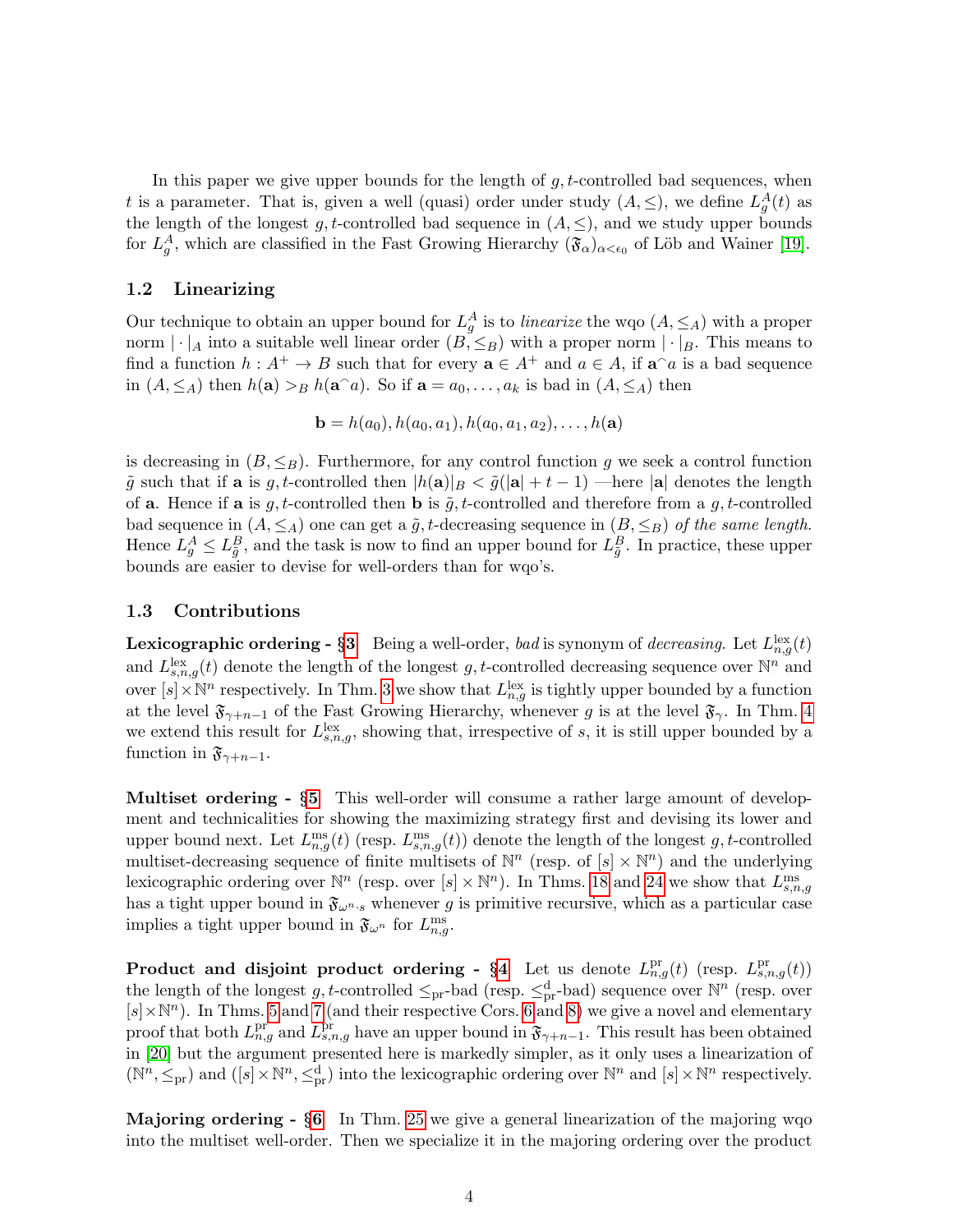In this paper we give upper bounds for the length of $g, t$-controlled bad sequences, when $t$ is a parameter. That is, given a well (quasi) order under study $(A, \leq)$, we define $L^A_g(t)$ as the length of the longest $g, t$-controlled bad sequence in $(A, \leq)$, and we study upper bounds for $L^A_g$, which are classified in the Fast Growing Hierarchy $(\mathfrak{F}_\alpha)_{\alpha<\epsilon_0}$ of Löb and Wainer [19].

### 1.2 Linearizing

Our technique to obtain an upper bound for $L^A_g$ is to *linearize* the wqo $(A, \leq_A)$ with a proper norm $|\cdot|_A$ into a suitable well linear order $(B, \leq_B)$ with a proper norm $|\cdot|_B$. This means to find a function $h : A^+ \to B$ such that for every $\mathbf{a} \in A^+$ and $a \in A$, if $\mathbf{a}^\frown a$ is a bad sequence in $(A, \leq_A)$ then $h(\mathbf{a}) >_B h(\mathbf{a}^\frown a)$. So if $\mathbf{a} = a_0, \ldots, a_k$ is bad in $(A, \leq_A)$ then

$$\mathbf{b} = h(a_0), h(a_0, a_1), h(a_0, a_1, a_2), \ldots, h(\mathbf{a})$$

is decreasing in $(B, \leq_B)$. Furthermore, for any control function $g$ we seek a control function $\tilde{g}$ such that if $\mathbf{a}$ is $g, t$-controlled then $|h(\mathbf{a})|_B < \tilde{g}(|\mathbf{a}| + t - 1)$ —here $|\mathbf{a}|$ denotes the length of $\mathbf{a}$. Hence if $\mathbf{a}$ is $g, t$-controlled then $\mathbf{b}$ is $\tilde{g}, t$-controlled and therefore from a $g, t$-controlled bad sequence in $(A, \leq_A)$ one can get a $\tilde{g}, t$-decreasing sequence in $(B, \leq_B)$ *of the same length*. Hence $L^A_g \leq L^B_{\tilde{g}}$, and the task is now to find an upper bound for $L^B_{\tilde{g}}$. In practice, these upper bounds are easier to devise for well-orders than for wqo's.

### 1.3 Contributions

**Lexicographic ordering - §3** Being a well-order, *bad* is synonym of *decreasing*. Let $L^{\text{lex}}_{n,g}(t)$ and $L^{\text{lex}}_{s,n,g}(t)$ denote the length of the longest $g, t$-controlled decreasing sequence over $\mathbb{N}^n$ and over $[s] \times \mathbb{N}^n$ respectively. In Thm. 3 we show that $L^{\text{lex}}_{n,g}$ is tightly upper bounded by a function at the level $\mathfrak{F}_{\gamma+n-1}$ of the Fast Growing Hierarchy, whenever $g$ is at the level $\mathfrak{F}_\gamma$. In Thm. 4 we extend this result for $L^{\text{lex}}_{s,n,g}$, showing that, irrespective of $s$, it is still upper bounded by a function in $\mathfrak{F}_{\gamma+n-1}$.

**Multiset ordering - §5** This well-order will consume a rather large amount of development and technicalities for showing the maximizing strategy first and devising its lower and upper bound next. Let $L^{\text{ms}}_{n,g}(t)$ (resp. $L^{\text{ms}}_{s,n,g}(t)$) denote the length of the longest $g, t$-controlled multiset-decreasing sequence of finite multisets of $\mathbb{N}^n$ (resp. of $[s] \times \mathbb{N}^n$) and the underlying lexicographic ordering over $\mathbb{N}^n$ (resp. over $[s] \times \mathbb{N}^n$). In Thms. 18 and 24 we show that $L^{\text{ms}}_{s,n,g}$ has a tight upper bound in $\mathfrak{F}_{\omega^n \cdot s}$ whenever $g$ is primitive recursive, which as a particular case implies a tight upper bound in $\mathfrak{F}_{\omega^n}$ for $L^{\text{ms}}_{n,g}$.

**Product and disjoint product ordering - §4** Let us denote $L^{\text{pr}}_{n,g}(t)$ (resp. $L^{\text{pr}}_{s,n,g}(t)$) the length of the longest $g, t$-controlled $\leq_{\text{pr}}$-bad (resp. $\leq^{\text{d}}_{\text{pr}}$-bad) sequence over $\mathbb{N}^n$ (resp. over $[s] \times \mathbb{N}^n$). In Thms. 5 and 7 (and their respective Cors. 6 and 8) we give a novel and elementary proof that both $L^{\text{pr}}_{n,g}$ and $L^{\text{pr}}_{s,n,g}$ have an upper bound in $\mathfrak{F}_{\gamma+n-1}$. This result has been obtained in [20] but the argument presented here is markedly simpler, as it only uses a linearization of $(\mathbb{N}^n, \leq_{\text{pr}})$ and $([s] \times \mathbb{N}^n, \leq^{\text{d}}_{\text{pr}})$ into the lexicographic ordering over $\mathbb{N}^n$ and $[s] \times \mathbb{N}^n$ respectively.

**Majoring ordering - §6** In Thm. 25 we give a general linearization of the majoring wqo into the multiset well-order. Then we specialize it in the majoring ordering over the product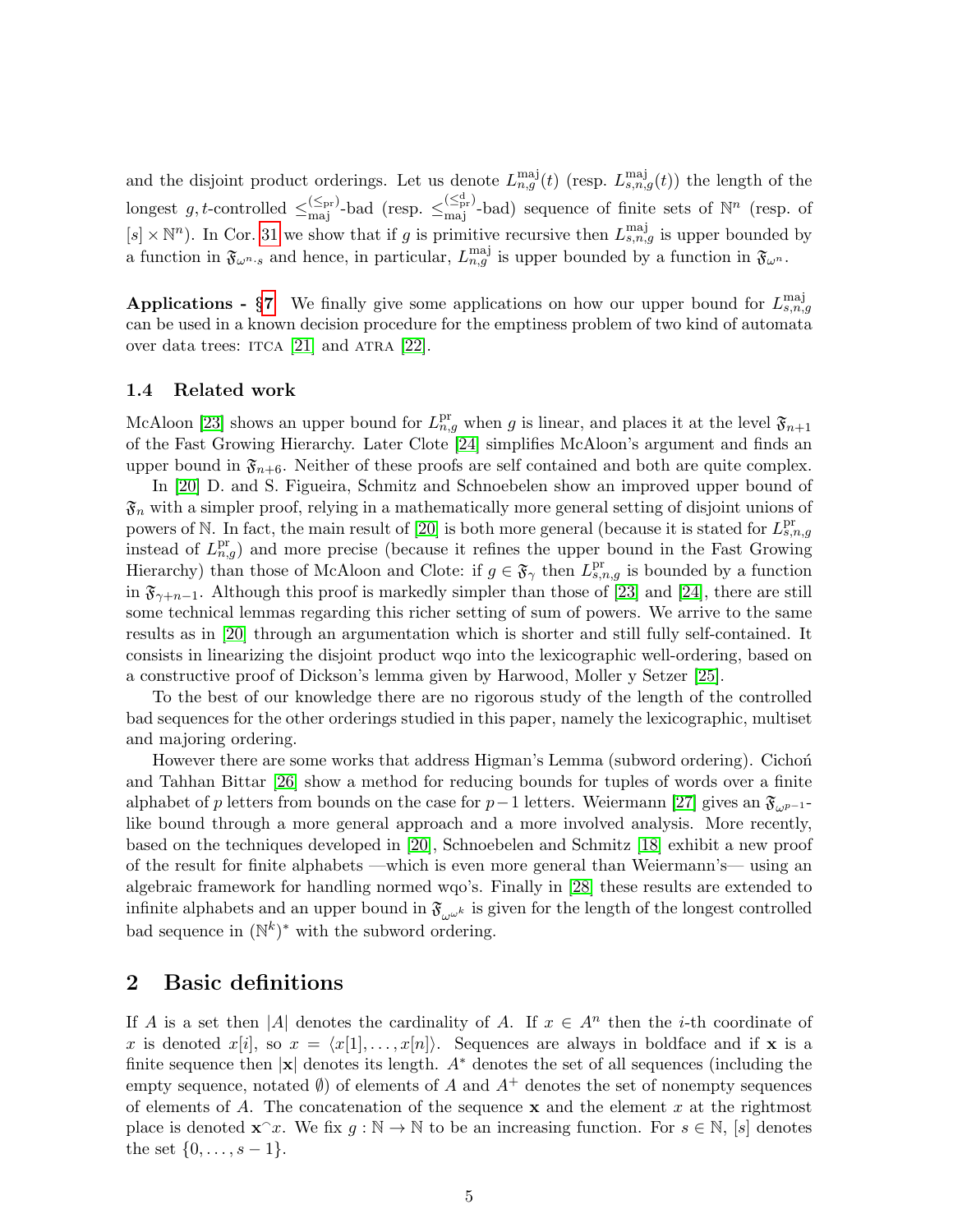and the disjoint product orderings. Let us denote $L^{\mathrm{maj}}_{n,g}(t)$ (resp. $L^{\mathrm{maj}}_{s,n,g}(t)$) the length of the longest $g,t$-controlled $\leq_{\mathrm{maj}}^{(\leq_{\mathrm{pr}})}$-bad (resp. $\leq_{\mathrm{maj}}^{(\leq^{\mathrm{d}}_{\mathrm{pr}})}$-bad) sequence of finite sets of $\mathbb{N}^n$ (resp. of $[s]\times\mathbb{N}^n$). In Cor. 31 we show that if $g$ is primitive recursive then $L^{\mathrm{maj}}_{s,n,g}$ is upper bounded by a function in $\mathfrak{F}_{\omega^n\cdot s}$ and hence, in particular, $L^{\mathrm{maj}}_{n,g}$ is upper bounded by a function in $\mathfrak{F}_{\omega^n}$.

**Applications - §7** We finally give some applications on how our upper bound for $L^{\mathrm{maj}}_{s,n,g}$ can be used in a known decision procedure for the emptiness problem of two kind of automata over data trees: ITCA [21] and ATRA [22].

### 1.4 Related work

McAloon [23] shows an upper bound for $L^{\mathrm{pr}}_{n,g}$ when $g$ is linear, and places it at the level $\mathfrak{F}_{n+1}$ of the Fast Growing Hierarchy. Later Clote [24] simplifies McAloon's argument and finds an upper bound in $\mathfrak{F}_{n+6}$. Neither of these proofs are self contained and both are quite complex.

In [20] D. and S. Figueira, Schmitz and Schnoebelen show an improved upper bound of $\mathfrak{F}_n$ with a simpler proof, relying in a mathematically more general setting of disjoint unions of powers of $\mathbb{N}$. In fact, the main result of [20] is both more general (because it is stated for $L^{\mathrm{pr}}_{s,n,g}$ instead of $L^{\mathrm{pr}}_{n,g}$) and more precise (because it refines the upper bound in the Fast Growing Hierarchy) than those of McAloon and Clote: if $g\in\mathfrak{F}_\gamma$ then $L^{\mathrm{pr}}_{s,n,g}$ is bounded by a function in $\mathfrak{F}_{\gamma+n-1}$. Although this proof is markedly simpler than those of [23] and [24], there are still some technical lemmas regarding this richer setting of sum of powers. We arrive to the same results as in [20] through an argumentation which is shorter and still fully self-contained. It consists in linearizing the disjoint product wqo into the lexicographic well-ordering, based on a constructive proof of Dickson's lemma given by Harwood, Moller y Setzer [25].

To the best of our knowledge there are no rigorous study of the length of the controlled bad sequences for the other orderings studied in this paper, namely the lexicographic, multiset and majoring ordering.

However there are some works that address Higman's Lemma (subword ordering). Cichoń and Tahhan Bittar [26] show a method for reducing bounds for tuples of words over a finite alphabet of $p$ letters from bounds on the case for $p-1$ letters. Weiermann [27] gives an $\mathfrak{F}_{\omega^{p-1}}$-like bound through a more general approach and a more involved analysis. More recently, based on the techniques developed in [20], Schnoebelen and Schmitz [18] exhibit a new proof of the result for finite alphabets —which is even more general than Weiermann's— using an algebraic framework for handling normed wqo's. Finally in [28] these results are extended to infinite alphabets and an upper bound in $\mathfrak{F}_{\omega^{\omega^k}}$ is given for the length of the longest controlled bad sequence in $(\mathbb{N}^k)^*$ with the subword ordering.

## 2 Basic definitions

If $A$ is a set then $|A|$ denotes the cardinality of $A$. If $x\in A^n$ then the $i$-th coordinate of $x$ is denoted $x[i]$, so $x=\langle x[1],\ldots,x[n]\rangle$. Sequences are always in boldface and if $\mathbf{x}$ is a finite sequence then $|\mathbf{x}|$ denotes its length. $A^*$ denotes the set of all sequences (including the empty sequence, notated $\emptyset$) of elements of $A$ and $A^+$ denotes the set of nonempty sequences of elements of $A$. The concatenation of the sequence $\mathbf{x}$ and the element $x$ at the rightmost place is denoted $\mathbf{x}^\frown x$. We fix $g:\mathbb{N}\to\mathbb{N}$ to be an increasing function. For $s\in\mathbb{N}$, $[s]$ denotes the set $\{0,\ldots,s-1\}$.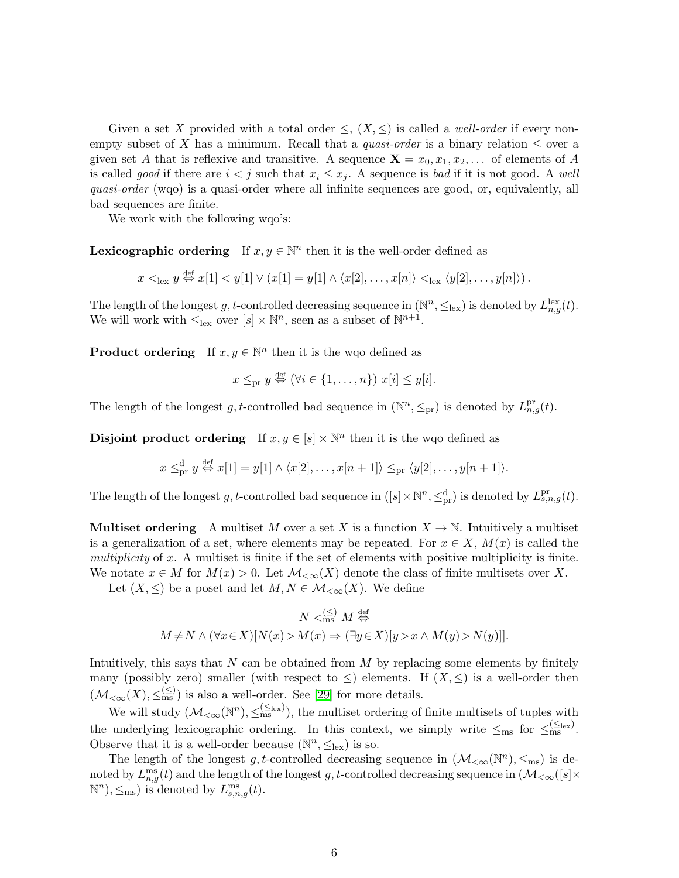Given a set $X$ provided with a total order $\leq$, $(X, \leq)$ is called a *well-order* if every non-empty subset of $X$ has a minimum. Recall that a *quasi-order* is a binary relation $\leq$ over a given set $A$ that is reflexive and transitive. A sequence $\mathbf{X} = x_0, x_1, x_2, \ldots$ of elements of $A$ is called *good* if there are $i < j$ such that $x_i \leq x_j$. A sequence is *bad* if it is not good. A *well quasi-order* (wqo) is a quasi-order where all infinite sequences are good, or, equivalently, all bad sequences are finite.

We work with the following wqo's:

**Lexicographic ordering** If $x, y \in \mathbb{N}^n$ then it is the well-order defined as

$$x <_{\text{lex}} y \overset{\text{def}}{\Leftrightarrow} x[1] < y[1] \vee (x[1] = y[1] \wedge \langle x[2], \ldots, x[n] \rangle <_{\text{lex}} \langle y[2], \ldots, y[n] \rangle) \,.$$

The length of the longest $g, t$-controlled decreasing sequence in $(\mathbb{N}^n, \leq_{\text{lex}})$ is denoted by $L^{\text{lex}}_{n,g}(t)$. We will work with $\leq_{\text{lex}}$ over $[s] \times \mathbb{N}^n$, seen as a subset of $\mathbb{N}^{n+1}$.

**Product ordering** If $x, y \in \mathbb{N}^n$ then it is the wqo defined as

$$x \leq_{\text{pr}} y \overset{\text{def}}{\Leftrightarrow} (\forall i \in \{1, \ldots, n\}) \; x[i] \leq y[i].$$

The length of the longest $g, t$-controlled bad sequence in $(\mathbb{N}^n, \leq_{\text{pr}})$ is denoted by $L^{\text{pr}}_{n,g}(t)$.

**Disjoint product ordering** If $x, y \in [s] \times \mathbb{N}^n$ then it is the wqo defined as

$$x \leq^{\text{d}}_{\text{pr}} y \overset{\text{def}}{\Leftrightarrow} x[1] = y[1] \wedge \langle x[2], \ldots, x[n+1] \rangle \leq_{\text{pr}} \langle y[2], \ldots, y[n+1] \rangle.$$

The length of the longest $g, t$-controlled bad sequence in $([s] \times \mathbb{N}^n, \leq^{\text{d}}_{\text{pr}})$ is denoted by $L^{\text{pr}}_{s,n,g}(t)$.

**Multiset ordering** A multiset $M$ over a set $X$ is a function $X \to \mathbb{N}$. Intuitively a multiset is a generalization of a set, where elements may be repeated. For $x \in X$, $M(x)$ is called the *multiplicity* of $x$. A multiset is finite if the set of elements with positive multiplicity is finite. We notate $x \in M$ for $M(x) > 0$. Let $\mathcal{M}_{<\infty}(X)$ denote the class of finite multisets over $X$.

Let $(X, \leq)$ be a poset and let $M, N \in \mathcal{M}_{<\infty}(X)$. We define

$$N <^{(\leq)}_{\text{ms}} M \overset{\text{def}}{\Leftrightarrow}$$
$$M \neq N \wedge (\forall x \in X)[N(x) > M(x) \Rightarrow (\exists y \in X)[y > x \wedge M(y) > N(y)]].$$

Intuitively, this says that $N$ can be obtained from $M$ by replacing some elements by finitely many (possibly zero) smaller (with respect to $\leq$) elements. If $(X, \leq)$ is a well-order then $(\mathcal{M}_{<\infty}(X), \leq^{(\leq)}_{\text{ms}})$ is also a well-order. See [29] for more details.

We will study $(\mathcal{M}_{<\infty}(\mathbb{N}^n), \leq^{(\leq_{\text{lex}})}_{\text{ms}})$, the multiset ordering of finite multisets of tuples with the underlying lexicographic ordering. In this context, we simply write $\leq_{\text{ms}}$ for $\leq^{(\leq_{\text{lex}})}_{\text{ms}}$. Observe that it is a well-order because $(\mathbb{N}^n, \leq_{\text{lex}})$ is so.

The length of the longest $g, t$-controlled decreasing sequence in $(\mathcal{M}_{<\infty}(\mathbb{N}^n), \leq_{\text{ms}})$ is denoted by $L^{\text{ms}}_{n,g}(t)$ and the length of the longest $g, t$-controlled decreasing sequence in $(\mathcal{M}_{<\infty}([s] \times \mathbb{N}^n), \leq_{\text{ms}})$ is denoted by $L^{\text{ms}}_{s,n,g}(t)$.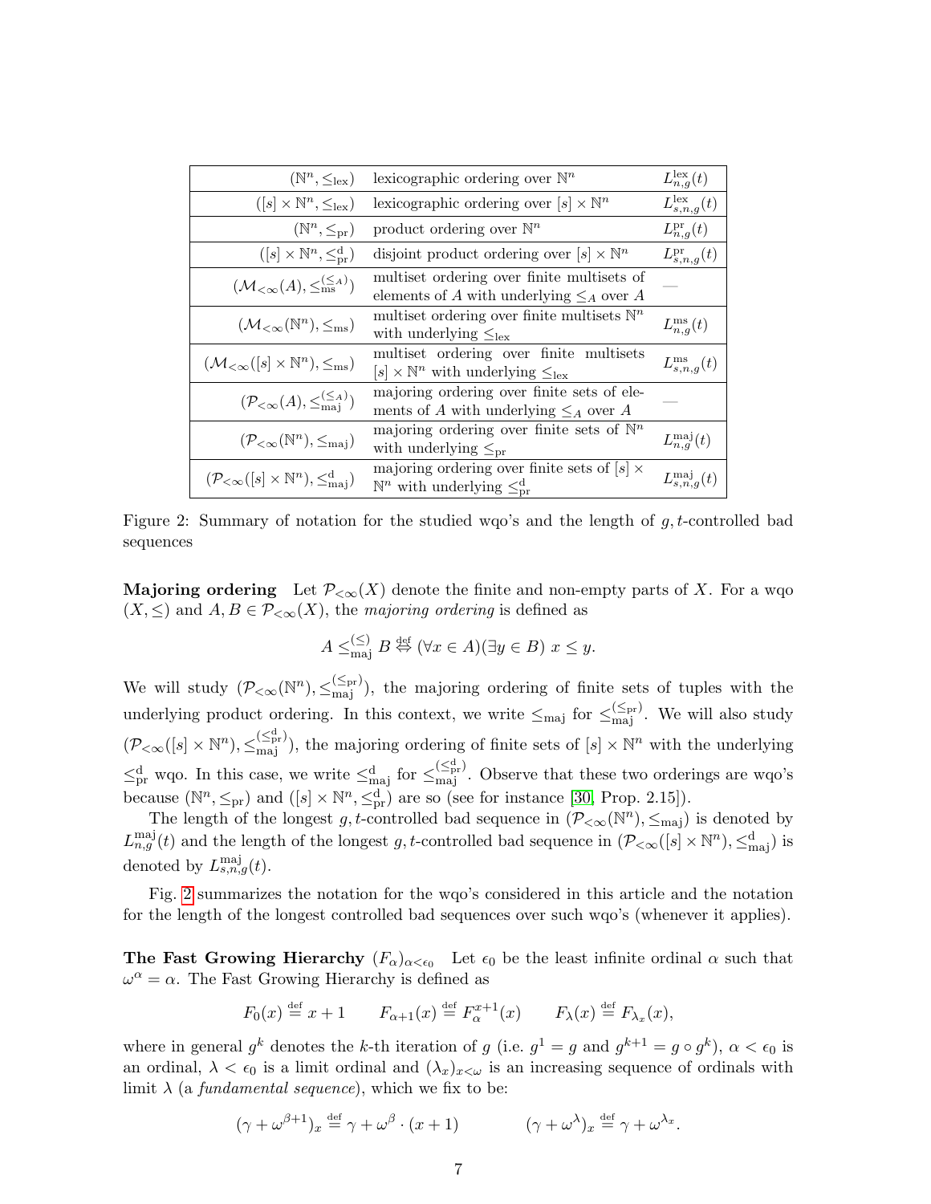| | | |
|---|---|---|
| $(\mathbb{N}^n, \leq_{\text{lex}})$ | lexicographic ordering over $\mathbb{N}^n$ | $L^{\text{lex}}_{n,g}(t)$ |
| $([s] \times \mathbb{N}^n, \leq_{\text{lex}})$ | lexicographic ordering over $[s] \times \mathbb{N}^n$ | $L^{\text{lex}}_{s,n,g}(t)$ |
| $(\mathbb{N}^n, \leq_{\text{pr}})$ | product ordering over $\mathbb{N}^n$ | $L^{\text{pr}}_{n,g}(t)$ |
| $([s] \times \mathbb{N}^n, \leq^{\text{d}}_{\text{pr}})$ | disjoint product ordering over $[s] \times \mathbb{N}^n$ | $L^{\text{pr}}_{s,n,g}(t)$ |
| $(\mathcal{M}_{<\infty}(A), \leq^{(\leq_A)}_{\text{ms}})$ | multiset ordering over finite multisets of elements of $A$ with underlying $\leq_A$ over $A$ | — |
| $(\mathcal{M}_{<\infty}(\mathbb{N}^n), \leq_{\text{ms}})$ | multiset ordering over finite multisets $\mathbb{N}^n$ with underlying $\leq_{\text{lex}}$ | $L^{\text{ms}}_{n,g}(t)$ |
| $(\mathcal{M}_{<\infty}([s] \times \mathbb{N}^n), \leq_{\text{ms}})$ | multiset ordering over finite multisets $[s] \times \mathbb{N}^n$ with underlying $\leq_{\text{lex}}$ | $L^{\text{ms}}_{s,n,g}(t)$ |
| $(\mathcal{P}_{<\infty}(A), \leq^{(\leq_A)}_{\text{maj}})$ | majoring ordering over finite sets of elements of $A$ with underlying $\leq_A$ over $A$ | — |
| $(\mathcal{P}_{<\infty}(\mathbb{N}^n), \leq_{\text{maj}})$ | majoring ordering over finite sets of $\mathbb{N}^n$ with underlying $\leq_{\text{pr}}$ | $L^{\text{maj}}_{n,g}(t)$ |
| $(\mathcal{P}_{<\infty}([s] \times \mathbb{N}^n), \leq^{\text{d}}_{\text{maj}})$ | majoring ordering over finite sets of $[s] \times \mathbb{N}^n$ with underlying $\leq^{\text{d}}_{\text{pr}}$ | $L^{\text{maj}}_{s,n,g}(t)$ |

Figure 2: Summary of notation for the studied wqo's and the length of $g, t$-controlled bad sequences

**Majoring ordering** Let $\mathcal{P}_{<\infty}(X)$ denote the finite and non-empty parts of $X$. For a wqo $(X, \leq)$ and $A, B \in \mathcal{P}_{<\infty}(X)$, the *majoring ordering* is defined as

$$A \leq^{(\leq)}_{\text{maj}} B \overset{\text{def}}{\Leftrightarrow} (\forall x \in A)(\exists y \in B)\ x \leq y.$$

We will study $(\mathcal{P}_{<\infty}(\mathbb{N}^n), \leq^{(\leq_{\text{pr}})}_{\text{maj}})$, the majoring ordering of finite sets of tuples with the underlying product ordering. In this context, we write $\leq_{\text{maj}}$ for $\leq^{(\leq_{\text{pr}})}_{\text{maj}}$. We will also study $(\mathcal{P}_{<\infty}([s] \times \mathbb{N}^n), \leq^{(\leq^{\text{d}}_{\text{pr}})}_{\text{maj}})$, the majoring ordering of finite sets of $[s] \times \mathbb{N}^n$ with the underlying $\leq^{\text{d}}_{\text{pr}}$ wqo. In this case, we write $\leq^{\text{d}}_{\text{maj}}$ for $\leq^{(\leq^{\text{d}}_{\text{pr}})}_{\text{maj}}$. Observe that these two orderings are wqo's because $(\mathbb{N}^n, \leq_{\text{pr}})$ and $([s] \times \mathbb{N}^n, \leq^{\text{d}}_{\text{pr}})$ are so (see for instance [30, Prop. 2.15]).

The length of the longest $g, t$-controlled bad sequence in $(\mathcal{P}_{<\infty}(\mathbb{N}^n), \leq_{\text{maj}})$ is denoted by $L^{\text{maj}}_{n,g}(t)$ and the length of the longest $g, t$-controlled bad sequence in $(\mathcal{P}_{<\infty}([s] \times \mathbb{N}^n), \leq^{\text{d}}_{\text{maj}})$ is denoted by $L^{\text{maj}}_{s,n,g}(t)$.

Fig. 2 summarizes the notation for the wqo's considered in this article and the notation for the length of the longest controlled bad sequences over such wqo's (whenever it applies).

**The Fast Growing Hierarchy** $(F_\alpha)_{\alpha<\epsilon_0}$ Let $\epsilon_0$ be the least infinite ordinal $\alpha$ such that $\omega^\alpha = \alpha$. The Fast Growing Hierarchy is defined as

$$F_0(x) \overset{\text{def}}{=} x + 1 \qquad F_{\alpha+1}(x) \overset{\text{def}}{=} F^{x+1}_\alpha(x) \qquad F_\lambda(x) \overset{\text{def}}{=} F_{\lambda_x}(x),$$

where in general $g^k$ denotes the $k$-th iteration of $g$ (i.e. $g^1 = g$ and $g^{k+1} = g \circ g^k$), $\alpha < \epsilon_0$ is an ordinal, $\lambda < \epsilon_0$ is a limit ordinal and $(\lambda_x)_{x<\omega}$ is an increasing sequence of ordinals with limit $\lambda$ (a *fundamental sequence*), which we fix to be:

$$(\gamma + \omega^{\beta+1})_x \overset{\text{def}}{=} \gamma + \omega^\beta \cdot (x+1) \qquad\qquad (\gamma + \omega^\lambda)_x \overset{\text{def}}{=} \gamma + \omega^{\lambda_x}.$$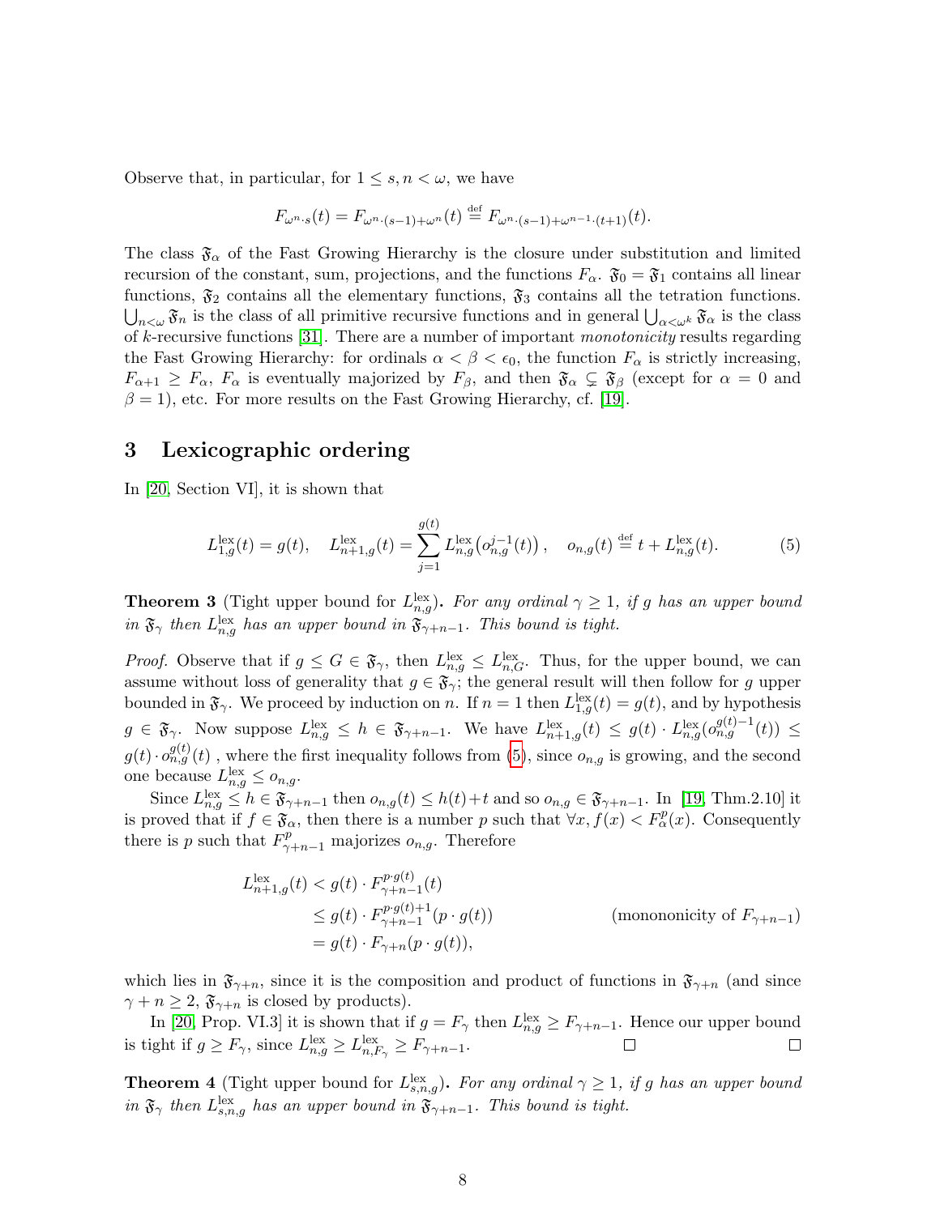Observe that, in particular, for $1 \le s, n < \omega$, we have

$$F_{\omega^n \cdot s}(t) = F_{\omega^n \cdot (s-1) + \omega^n}(t) \stackrel{\text{def}}{=} F_{\omega^n \cdot (s-1) + \omega^{n-1} \cdot (t+1)}(t).$$

The class $\mathfrak{F}_\alpha$ of the Fast Growing Hierarchy is the closure under substitution and limited recursion of the constant, sum, projections, and the functions $F_\alpha$. $\mathfrak{F}_0 = \mathfrak{F}_1$ contains all linear functions, $\mathfrak{F}_2$ contains all the elementary functions, $\mathfrak{F}_3$ contains all the tetration functions. $\bigcup_{n<\omega} \mathfrak{F}_n$ is the class of all primitive recursive functions and in general $\bigcup_{\alpha<\omega^k} \mathfrak{F}_\alpha$ is the class of $k$-recursive functions [31]. There are a number of important *monotonicity* results regarding the Fast Growing Hierarchy: for ordinals $\alpha < \beta < \epsilon_0$, the function $F_\alpha$ is strictly increasing, $F_{\alpha+1} \ge F_\alpha$, $F_\alpha$ is eventually majorized by $F_\beta$, and then $\mathfrak{F}_\alpha \subsetneq \mathfrak{F}_\beta$ (except for $\alpha = 0$ and $\beta = 1$), etc. For more results on the Fast Growing Hierarchy, cf. [19].

## 3 Lexicographic ordering

In [20, Section VI], it is shown that

$$L^{\text{lex}}_{1,g}(t) = g(t), \quad L^{\text{lex}}_{n+1,g}(t) = \sum_{j=1}^{g(t)} L^{\text{lex}}_{n,g}\big(o^{j-1}_{n,g}(t)\big), \quad o_{n,g}(t) \stackrel{\text{def}}{=} t + L^{\text{lex}}_{n,g}(t). \tag{5}$$

**Theorem 3** (Tight upper bound for $L^{\text{lex}}_{n,g}$)**.** *For any ordinal $\gamma \ge 1$, if $g$ has an upper bound in $\mathfrak{F}_\gamma$ then $L^{\text{lex}}_{n,g}$ has an upper bound in $\mathfrak{F}_{\gamma+n-1}$. This bound is tight.*

*Proof.* Observe that if $g \le G \in \mathfrak{F}_\gamma$, then $L^{\text{lex}}_{n,g} \le L^{\text{lex}}_{n,G}$. Thus, for the upper bound, we can assume without loss of generality that $g \in \mathfrak{F}_\gamma$; the general result will then follow for $g$ upper bounded in $\mathfrak{F}_\gamma$. We proceed by induction on $n$. If $n = 1$ then $L^{\text{lex}}_{1,g}(t) = g(t)$, and by hypothesis $g \in \mathfrak{F}_\gamma$. Now suppose $L^{\text{lex}}_{n,g} \le h \in \mathfrak{F}_{\gamma+n-1}$. We have $L^{\text{lex}}_{n+1,g}(t) \le g(t) \cdot L^{\text{lex}}_{n,g}(o^{g(t)-1}_{n,g}(t)) \le g(t) \cdot o^{g(t)}_{n,g}(t)$ , where the first inequality follows from (5), since $o_{n,g}$ is growing, and the second one because $L^{\text{lex}}_{n,g} \le o_{n,g}$.

Since $L^{\text{lex}}_{n,g} \le h \in \mathfrak{F}_{\gamma+n-1}$ then $o_{n,g}(t) \le h(t)+t$ and so $o_{n,g} \in \mathfrak{F}_{\gamma+n-1}$. In [19, Thm.2.10] it is proved that if $f \in \mathfrak{F}_\alpha$, then there is a number $p$ such that $\forall x, f(x) < F^p_\alpha(x)$. Consequently there is $p$ such that $F^p_{\gamma+n-1}$ majorizes $o_{n,g}$. Therefore

$$\begin{aligned}
L^{\text{lex}}_{n+1,g}(t) &< g(t) \cdot F^{p \cdot g(t)}_{\gamma+n-1}(t) \\
&\le g(t) \cdot F^{p \cdot g(t)+1}_{\gamma+n-1}(p \cdot g(t)) && \text{(monononicity of } F_{\gamma+n-1}) \\
&= g(t) \cdot F_{\gamma+n}(p \cdot g(t)),
\end{aligned}$$

which lies in $\mathfrak{F}_{\gamma+n}$, since it is the composition and product of functions in $\mathfrak{F}_{\gamma+n}$ (and since $\gamma + n \ge 2$, $\mathfrak{F}_{\gamma+n}$ is closed by products).

In [20, Prop. VI.3] it is shown that if $g = F_\gamma$ then $L^{\text{lex}}_{n,g} \ge F_{\gamma+n-1}$. Hence our upper bound is tight if $g \ge F_\gamma$, since $L^{\text{lex}}_{n,g} \ge L^{\text{lex}}_{n,F_\gamma} \ge F_{\gamma+n-1}$. □ □

**Theorem 4** (Tight upper bound for $L^{\text{lex}}_{s,n,g}$)**.** *For any ordinal $\gamma \ge 1$, if $g$ has an upper bound in $\mathfrak{F}_\gamma$ then $L^{\text{lex}}_{s,n,g}$ has an upper bound in $\mathfrak{F}_{\gamma+n-1}$. This bound is tight.*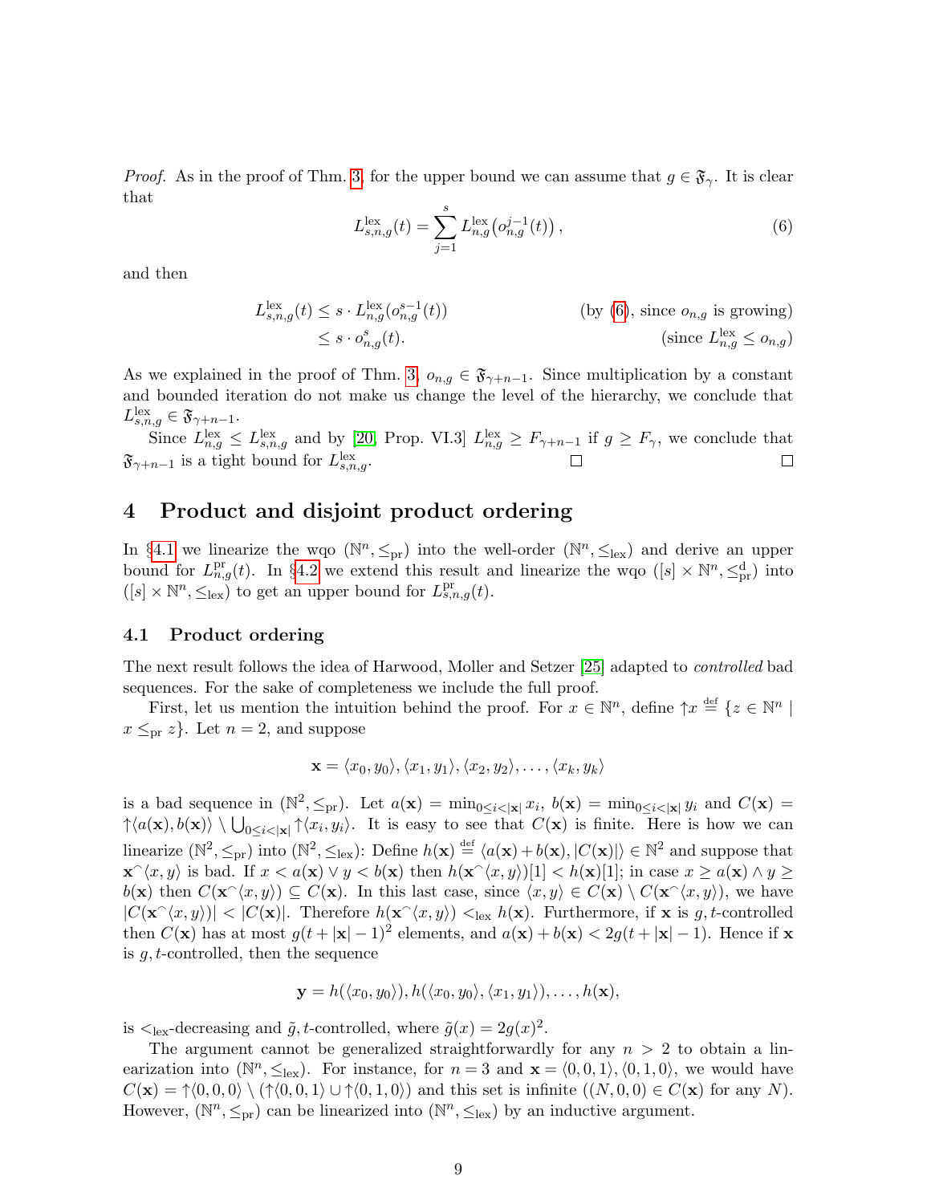*Proof.* As in the proof of Thm. 3, for the upper bound we can assume that $g \in \mathfrak{F}_\gamma$. It is clear that

$$L^{\text{lex}}_{s,n,g}(t) = \sum_{j=1}^{s} L^{\text{lex}}_{n,g}\big(o^{j-1}_{n,g}(t)\big)\,, \tag{6}$$

and then

$$\begin{aligned} L^{\text{lex}}_{s,n,g}(t) &\leq s \cdot L^{\text{lex}}_{n,g}(o^{s-1}_{n,g}(t)) && \text{(by (6), since } o_{n,g} \text{ is growing)}\\ &\leq s \cdot o^{s}_{n,g}(t). && \text{(since } L^{\text{lex}}_{n,g} \leq o_{n,g}\text{)} \end{aligned}$$

As we explained in the proof of Thm. 3, $o_{n,g} \in \mathfrak{F}_{\gamma+n-1}$. Since multiplication by a constant and bounded iteration do not make us change the level of the hierarchy, we conclude that $L^{\text{lex}}_{s,n,g} \in \mathfrak{F}_{\gamma+n-1}$.

Since $L^{\text{lex}}_{n,g} \leq L^{\text{lex}}_{s,n,g}$ and by [20, Prop. VI.3] $L^{\text{lex}}_{n,g} \geq F_{\gamma+n-1}$ if $g \geq F_\gamma$, we conclude that $\mathfrak{F}_{\gamma+n-1}$ is a tight bound for $L^{\text{lex}}_{s,n,g}$. □ □

## 4 Product and disjoint product ordering

In §4.1 we linearize the wqo $(\mathbb{N}^n, \leq_{\text{pr}})$ into the well-order $(\mathbb{N}^n, \leq_{\text{lex}})$ and derive an upper bound for $L^{\text{pr}}_{n,g}(t)$. In §4.2 we extend this result and linearize the wqo $([s] \times \mathbb{N}^n, \leq^{\text{d}}_{\text{pr}})$ into $([s] \times \mathbb{N}^n, \leq_{\text{lex}})$ to get an upper bound for $L^{\text{pr}}_{s,n,g}(t)$.

### 4.1 Product ordering

The next result follows the idea of Harwood, Moller and Setzer [25] adapted to *controlled* bad sequences. For the sake of completeness we include the full proof.

First, let us mention the intuition behind the proof. For $x \in \mathbb{N}^n$, define $\uparrow x \overset{\text{def}}{=} \{z \in \mathbb{N}^n \mid x \leq_{\text{pr}} z\}$. Let $n = 2$, and suppose

$$\mathbf{x} = \langle x_0, y_0\rangle, \langle x_1, y_1\rangle, \langle x_2, y_2\rangle, \ldots, \langle x_k, y_k\rangle$$

is a bad sequence in $(\mathbb{N}^2, \leq_{\text{pr}})$. Let $a(\mathbf{x}) = \min_{0 \leq i < |\mathbf{x}|} x_i$, $b(\mathbf{x}) = \min_{0 \leq i < |\mathbf{x}|} y_i$ and $C(\mathbf{x}) = \uparrow\langle a(\mathbf{x}), b(\mathbf{x})\rangle \setminus \bigcup_{0 \leq i < |\mathbf{x}|} \uparrow\langle x_i, y_i\rangle$. It is easy to see that $C(\mathbf{x})$ is finite. Here is how we can linearize $(\mathbb{N}^2, \leq_{\text{pr}})$ into $(\mathbb{N}^2, \leq_{\text{lex}})$: Define $h(\mathbf{x}) \overset{\text{def}}{=} \langle a(\mathbf{x}) + b(\mathbf{x}), |C(\mathbf{x})|\rangle \in \mathbb{N}^2$ and suppose that $\mathbf{x}^\frown\langle x, y\rangle$ is bad. If $x < a(\mathbf{x}) \vee y < b(\mathbf{x})$ then $h(\mathbf{x}^\frown\langle x, y\rangle)[1] < h(\mathbf{x})[1]$; in case $x \geq a(\mathbf{x}) \wedge y \geq b(\mathbf{x})$ then $C(\mathbf{x}^\frown\langle x, y\rangle) \subseteq C(\mathbf{x})$. In this last case, since $\langle x, y\rangle \in C(\mathbf{x}) \setminus C(\mathbf{x}^\frown\langle x, y\rangle)$, we have $|C(\mathbf{x}^\frown\langle x, y\rangle)| < |C(\mathbf{x})|$. Therefore $h(\mathbf{x}^\frown\langle x, y\rangle) <_{\text{lex}} h(\mathbf{x})$. Furthermore, if $\mathbf{x}$ is $g, t$-controlled then $C(\mathbf{x})$ has at most $g(t + |\mathbf{x}| - 1)^2$ elements, and $a(\mathbf{x}) + b(\mathbf{x}) < 2g(t + |\mathbf{x}| - 1)$. Hence if $\mathbf{x}$ is $g, t$-controlled, then the sequence

$$\mathbf{y} = h(\langle x_0, y_0\rangle), h(\langle x_0, y_0\rangle, \langle x_1, y_1\rangle), \ldots, h(\mathbf{x}),$$

is $<_{\text{lex}}$-decreasing and $\tilde{g}, t$-controlled, where $\tilde{g}(x) = 2g(x)^2$.

The argument cannot be generalized straightforwardly for any $n > 2$ to obtain a linearization into $(\mathbb{N}^n, \leq_{\text{lex}})$. For instance, for $n = 3$ and $\mathbf{x} = \langle 0, 0, 1\rangle, \langle 0, 1, 0\rangle$, we would have $C(\mathbf{x}) = \uparrow\langle 0, 0, 0\rangle \setminus (\uparrow\langle 0, 0, 1\rangle \cup \uparrow\langle 0, 1, 0\rangle)$ and this set is infinite ($(N, 0, 0) \in C(\mathbf{x})$ for any $N$). However, $(\mathbb{N}^n, \leq_{\text{pr}})$ can be linearized into $(\mathbb{N}^n, \leq_{\text{lex}})$ by an inductive argument.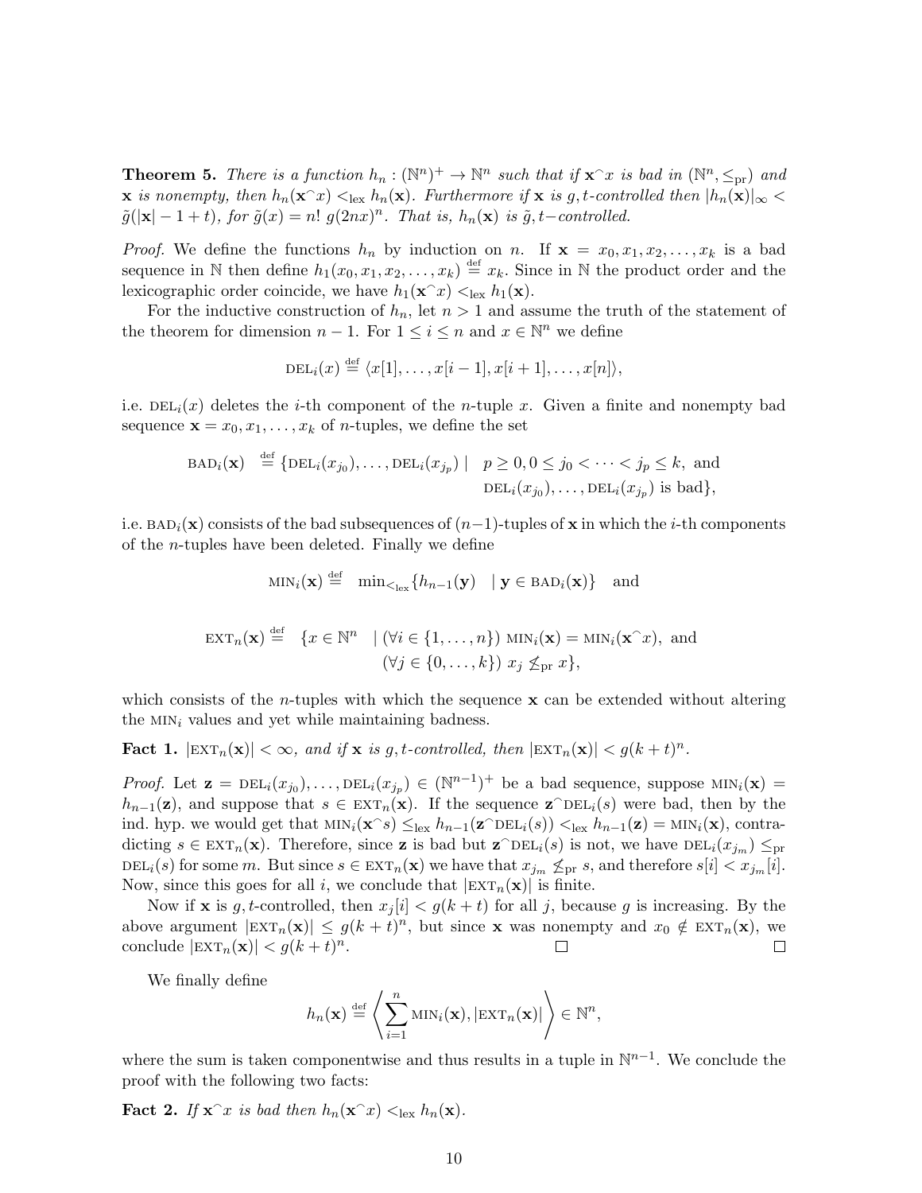**Theorem 5.** *There is a function $h_n : (\mathbb{N}^n)^+ \to \mathbb{N}^n$ such that if $\mathbf{x}^\frown x$ is bad in $(\mathbb{N}^n, \leq_{\mathrm{pr}})$ and $\mathbf{x}$ is nonempty, then $h_n(\mathbf{x}^\frown x) <_{\mathrm{lex}} h_n(\mathbf{x})$. Furthermore if $\mathbf{x}$ is $g, t$-controlled then $|h_n(\mathbf{x})|_\infty < \tilde{g}(|\mathbf{x}| - 1 + t)$, for $\tilde{g}(x) = n!\ g(2nx)^n$. That is, $h_n(\mathbf{x})$ is $\tilde{g}, t-$controlled.*

*Proof.* We define the functions $h_n$ by induction on $n$. If $\mathbf{x} = x_0, x_1, x_2, \ldots, x_k$ is a bad sequence in $\mathbb{N}$ then define $h_1(x_0, x_1, x_2, \ldots, x_k) \stackrel{\text{def}}{=} x_k$. Since in $\mathbb{N}$ the product order and the lexicographic order coincide, we have $h_1(\mathbf{x}^\frown x) <_{\mathrm{lex}} h_1(\mathbf{x})$.

For the inductive construction of $h_n$, let $n > 1$ and assume the truth of the statement of the theorem for dimension $n - 1$. For $1 \leq i \leq n$ and $x \in \mathbb{N}^n$ we define

$$\mathrm{DEL}_i(x) \stackrel{\text{def}}{=} \langle x[1], \ldots, x[i-1], x[i+1], \ldots, x[n] \rangle,$$

i.e. $\mathrm{DEL}_i(x)$ deletes the $i$-th component of the $n$-tuple $x$. Given a finite and nonempty bad sequence $\mathbf{x} = x_0, x_1, \ldots, x_k$ of $n$-tuples, we define the set

$$\mathrm{BAD}_i(\mathbf{x}) \stackrel{\text{def}}{=} \{\mathrm{DEL}_i(x_{j_0}), \ldots, \mathrm{DEL}_i(x_{j_p}) \mid p \geq 0, 0 \leq j_0 < \cdots < j_p \leq k, \text{ and } \mathrm{DEL}_i(x_{j_0}), \ldots, \mathrm{DEL}_i(x_{j_p}) \text{ is bad}\},$$

i.e. $\mathrm{BAD}_i(\mathbf{x})$ consists of the bad subsequences of $(n-1)$-tuples of $\mathbf{x}$ in which the $i$-th components of the $n$-tuples have been deleted. Finally we define

$$\mathrm{MIN}_i(\mathbf{x}) \stackrel{\text{def}}{=} \min_{<_{\mathrm{lex}}}\{h_{n-1}(\mathbf{y}) \mid \mathbf{y} \in \mathrm{BAD}_i(\mathbf{x})\} \quad \text{and}$$

$$\mathrm{EXT}_n(\mathbf{x}) \stackrel{\text{def}}{=} \{x \in \mathbb{N}^n \mid (\forall i \in \{1, \ldots, n\})\ \mathrm{MIN}_i(\mathbf{x}) = \mathrm{MIN}_i(\mathbf{x}^\frown x), \text{ and } (\forall j \in \{0, \ldots, k\})\ x_j \not\leq_{\mathrm{pr}} x\},$$

which consists of the $n$-tuples with which the sequence $\mathbf{x}$ can be extended without altering the $\mathrm{MIN}_i$ values and yet while maintaining badness.

**Fact 1.** *$|\mathrm{EXT}_n(\mathbf{x})| < \infty$, and if $\mathbf{x}$ is $g, t$-controlled, then $|\mathrm{EXT}_n(\mathbf{x})| < g(k + t)^n$.*

*Proof.* Let $\mathbf{z} = \mathrm{DEL}_i(x_{j_0}), \ldots, \mathrm{DEL}_i(x_{j_p}) \in (\mathbb{N}^{n-1})^+$ be a bad sequence, suppose $\mathrm{MIN}_i(\mathbf{x}) = h_{n-1}(\mathbf{z})$, and suppose that $s \in \mathrm{EXT}_n(\mathbf{x})$. If the sequence $\mathbf{z}^\frown \mathrm{DEL}_i(s)$ were bad, then by the ind. hyp. we would get that $\mathrm{MIN}_i(\mathbf{x}^\frown s) \leq_{\mathrm{lex}} h_{n-1}(\mathbf{z}^\frown \mathrm{DEL}_i(s)) <_{\mathrm{lex}} h_{n-1}(\mathbf{z}) = \mathrm{MIN}_i(\mathbf{x})$, contradicting $s \in \mathrm{EXT}_n(\mathbf{x})$. Therefore, since $\mathbf{z}$ is bad but $\mathbf{z}^\frown \mathrm{DEL}_i(s)$ is not, we have $\mathrm{DEL}_i(x_{j_m}) \leq_{\mathrm{pr}} \mathrm{DEL}_i(s)$ for some $m$. But since $s \in \mathrm{EXT}_n(\mathbf{x})$ we have that $x_{j_m} \not\leq_{\mathrm{pr}} s$, and therefore $s[i] < x_{j_m}[i]$. Now, since this goes for all $i$, we conclude that $|\mathrm{EXT}_n(\mathbf{x})|$ is finite.

Now if $\mathbf{x}$ is $g, t$-controlled, then $x_j[i] < g(k + t)$ for all $j$, because $g$ is increasing. By the above argument $|\mathrm{EXT}_n(\mathbf{x})| \leq g(k + t)^n$, but since $\mathbf{x}$ was nonempty and $x_0 \notin \mathrm{EXT}_n(\mathbf{x})$, we conclude $|\mathrm{EXT}_n(\mathbf{x})| < g(k + t)^n$. ☐ ☐

We finally define

$$h_n(\mathbf{x}) \stackrel{\text{def}}{=} \left\langle \sum_{i=1}^{n} \mathrm{MIN}_i(\mathbf{x}), |\mathrm{EXT}_n(\mathbf{x})| \right\rangle \in \mathbb{N}^n,$$

where the sum is taken componentwise and thus results in a tuple in $\mathbb{N}^{n-1}$. We conclude the proof with the following two facts:

**Fact 2.** *If $\mathbf{x}^\frown x$ is bad then $h_n(\mathbf{x}^\frown x) <_{\mathrm{lex}} h_n(\mathbf{x})$.*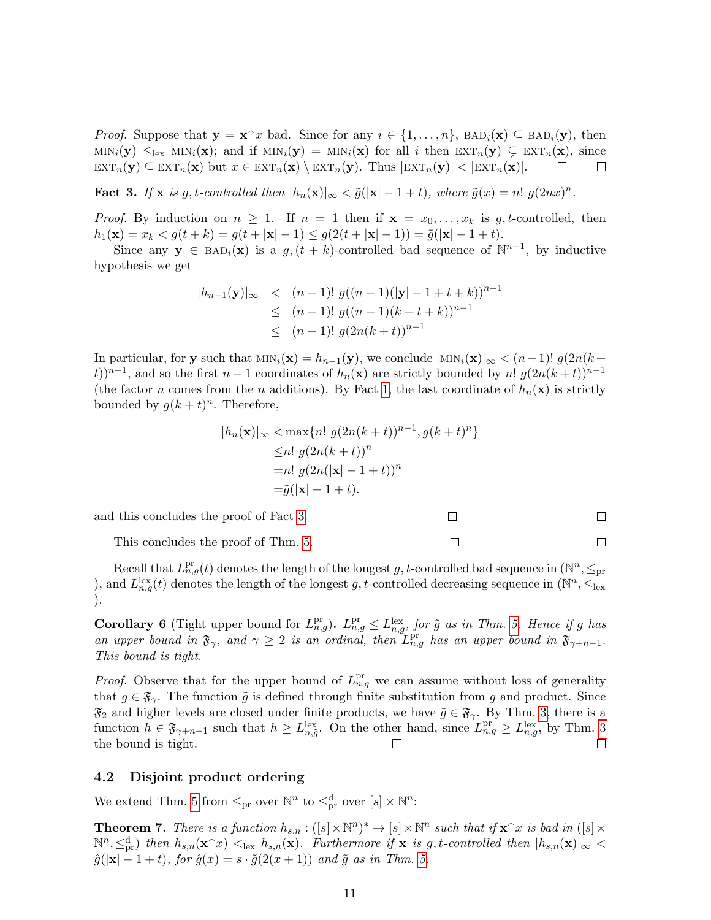*Proof.* Suppose that $\mathbf{y} = \mathbf{x}^\frown x$ bad. Since for any $i \in \{1, \ldots, n\}$, $\mathrm{BAD}_i(\mathbf{x}) \subseteq \mathrm{BAD}_i(\mathbf{y})$, then $\mathrm{MIN}_i(\mathbf{y}) \leq_{\mathrm{lex}} \mathrm{MIN}_i(\mathbf{x})$; and if $\mathrm{MIN}_i(\mathbf{y}) = \mathrm{MIN}_i(\mathbf{x})$ for all $i$ then $\mathrm{EXT}_n(\mathbf{y}) \subsetneq \mathrm{EXT}_n(\mathbf{x})$, since $\mathrm{EXT}_n(\mathbf{y}) \subseteq \mathrm{EXT}_n(\mathbf{x})$ but $x \in \mathrm{EXT}_n(\mathbf{x}) \setminus \mathrm{EXT}_n(\mathbf{y})$. Thus $|\mathrm{EXT}_n(\mathbf{y})| < |\mathrm{EXT}_n(\mathbf{x})|$. ☐ ☐

**Fact 3.** *If $\mathbf{x}$ is $g, t$-controlled then $|h_n(\mathbf{x})|_\infty < \tilde{g}(|\mathbf{x}| - 1 + t)$, where $\tilde{g}(x) = n!\ g(2nx)^n$.*

*Proof.* By induction on $n \geq 1$. If $n = 1$ then if $\mathbf{x} = x_0, \ldots, x_k$ is $g, t$-controlled, then $h_1(\mathbf{x}) = x_k < g(t + k) = g(t + |\mathbf{x}| - 1) \leq g(2(t + |\mathbf{x}| - 1)) = \tilde{g}(|\mathbf{x}| - 1 + t)$.

Since any $\mathbf{y} \in \mathrm{BAD}_i(\mathbf{x})$ is a $g, (t + k)$-controlled bad sequence of $\mathbb{N}^{n-1}$, by inductive hypothesis we get

$$
\begin{aligned}
|h_{n-1}(\mathbf{y})|_\infty &< (n-1)!\ g((n-1)(|\mathbf{y}| - 1 + t + k))^{n-1} \\
&\leq (n-1)!\ g((n-1)(k + t + k))^{n-1} \\
&\leq (n-1)!\ g(2n(k + t))^{n-1}
\end{aligned}
$$

In particular, for $\mathbf{y}$ such that $\mathrm{MIN}_i(\mathbf{x}) = h_{n-1}(\mathbf{y})$, we conclude $|\mathrm{MIN}_i(\mathbf{x})|_\infty < (n-1)!\ g(2n(k + t))^{n-1}$, and so the first $n-1$ coordinates of $h_n(\mathbf{x})$ are strictly bounded by $n!\ g(2n(k+t))^{n-1}$ (the factor $n$ comes from the $n$ additions). By Fact 1, the last coordinate of $h_n(\mathbf{x})$ is strictly bounded by $g(k + t)^n$. Therefore,

$$
\begin{aligned}
|h_n(\mathbf{x})|_\infty &< \max\{n!\ g(2n(k+t))^{n-1}, g(k+t)^n\} \\
&\leq n!\ g(2n(k+t))^n \\
&= n!\ g(2n(|\mathbf{x}| - 1 + t))^n \\
&= \tilde{g}(|\mathbf{x}| - 1 + t).
\end{aligned}
$$

and this concludes the proof of Fact 3. ☐ ☐

This concludes the proof of Thm. 5. ☐ ☐

Recall that $L^{\mathrm{pr}}_{n,g}(t)$ denotes the length of the longest $g, t$-controlled bad sequence in $(\mathbb{N}^n, \leq_{\mathrm{pr}})$, and $L^{\mathrm{lex}}_{n,g}(t)$ denotes the length of the longest $g, t$-controlled decreasing sequence in $(\mathbb{N}^n, \leq_{\mathrm{lex}})$.

**Corollary 6** (Tight upper bound for $L^{\mathrm{pr}}_{n,g}$)**.** *$L^{\mathrm{pr}}_{n,g} \leq L^{\mathrm{lex}}_{n,\tilde{g}}$, for $\tilde{g}$ as in Thm. 5. Hence if $g$ has an upper bound in $\mathfrak{F}_\gamma$, and $\gamma \geq 2$ is an ordinal, then $L^{\mathrm{pr}}_{n,g}$ has an upper bound in $\mathfrak{F}_{\gamma+n-1}$. This bound is tight.*

*Proof.* Observe that for the upper bound of $L^{\mathrm{pr}}_{n,g}$ we can assume without loss of generality that $g \in \mathfrak{F}_\gamma$. The function $\tilde{g}$ is defined through finite substitution from $g$ and product. Since $\mathfrak{F}_2$ and higher levels are closed under finite products, we have $\tilde{g} \in \mathfrak{F}_\gamma$. By Thm. 3, there is a function $h \in \mathfrak{F}_{\gamma+n-1}$ such that $h \geq L^{\mathrm{lex}}_{n,\tilde{g}}$. On the other hand, since $L^{\mathrm{pr}}_{n,g} \geq L^{\mathrm{lex}}_{n,g}$, by Thm. 3 the bound is tight. ☐ ☐

### 4.2 Disjoint product ordering

We extend Thm. 5 from $\leq_{\mathrm{pr}}$ over $\mathbb{N}^n$ to $\leq^{\mathrm{d}}_{\mathrm{pr}}$ over $[s] \times \mathbb{N}^n$:

**Theorem 7.** *There is a function $h_{s,n} : ([s] \times \mathbb{N}^n)^* \to [s] \times \mathbb{N}^n$ such that if $\mathbf{x}^\frown x$ is bad in $([s] \times \mathbb{N}^n, \leq^{\mathrm{d}}_{\mathrm{pr}})$ then $h_{s,n}(\mathbf{x}^\frown x) <_{\mathrm{lex}} h_{s,n}(\mathbf{x})$. Furthermore if $\mathbf{x}$ is $g, t$-controlled then $|h_{s,n}(\mathbf{x})|_\infty < \hat{g}(|\mathbf{x}| - 1 + t)$, for $\hat{g}(x) = s \cdot \tilde{g}(2(x + 1))$ and $\tilde{g}$ as in Thm. 5.*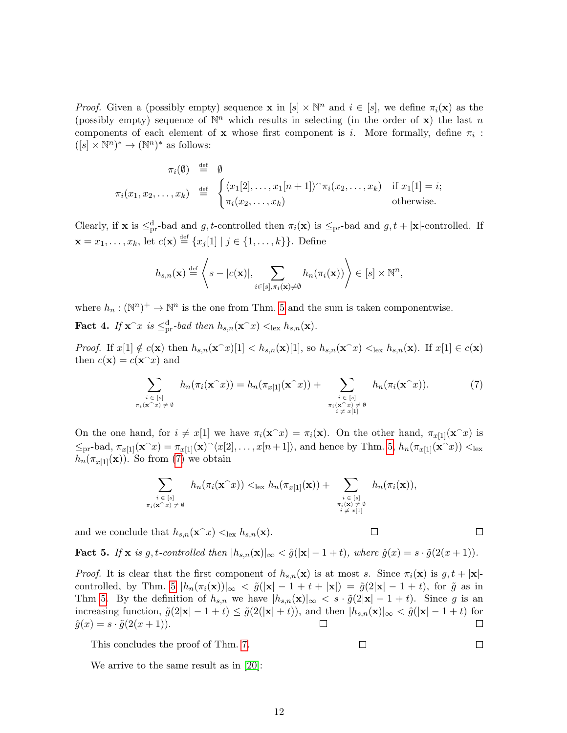*Proof.* Given a (possibly empty) sequence $\mathbf{x}$ in $[s] \times \mathbb{N}^n$ and $i \in [s]$, we define $\pi_i(\mathbf{x})$ as the (possibly empty) sequence of $\mathbb{N}^n$ which results in selecting (in the order of $\mathbf{x}$) the last $n$ components of each element of $\mathbf{x}$ whose first component is $i$. More formally, define $\pi_i : ([s] \times \mathbb{N}^n)^* \to (\mathbb{N}^n)^*$ as follows:

$$\pi_i(\emptyset) \stackrel{\text{def}}{=} \emptyset$$

$$\pi_i(x_1, x_2, \ldots, x_k) \stackrel{\text{def}}{=} \begin{cases} \langle x_1[2], \ldots, x_1[n+1] \rangle ^\frown \pi_i(x_2, \ldots, x_k) & \text{if } x_1[1] = i; \\ \pi_i(x_2, \ldots, x_k) & \text{otherwise.} \end{cases}$$

Clearly, if $\mathbf{x}$ is $\leq^{\text{d}}_{\text{pr}}$-bad and $g, t$-controlled then $\pi_i(\mathbf{x})$ is $\leq_{\text{pr}}$-bad and $g, t + |\mathbf{x}|$-controlled. If $\mathbf{x} = x_1, \ldots, x_k$, let $c(\mathbf{x}) \stackrel{\text{def}}{=} \{x_j[1] \mid j \in \{1, \ldots, k\}\}$. Define

$$h_{s,n}(\mathbf{x}) \stackrel{\text{def}}{=} \left\langle s - |c(\mathbf{x})|, \sum_{i \in [s], \pi_i(\mathbf{x}) \neq \emptyset} h_n(\pi_i(\mathbf{x})) \right\rangle \in [s] \times \mathbb{N}^n,$$

where $h_n : (\mathbb{N}^n)^+ \to \mathbb{N}^n$ is the one from Thm. 5 and the sum is taken componentwise.

**Fact 4.** *If $\mathbf{x}^\frown x$ is $\leq^{\text{d}}_{\text{pr}}$-bad then $h_{s,n}(\mathbf{x}^\frown x) <_{\text{lex}} h_{s,n}(\mathbf{x})$.*

*Proof.* If $x[1] \notin c(\mathbf{x})$ then $h_{s,n}(\mathbf{x}^\frown x)[1] < h_{s,n}(\mathbf{x})[1]$, so $h_{s,n}(\mathbf{x}^\frown x) <_{\text{lex}} h_{s,n}(\mathbf{x})$. If $x[1] \in c(\mathbf{x})$ then $c(\mathbf{x}) = c(\mathbf{x}^\frown x)$ and

$$\sum_{\substack{i \in [s] \\ \pi_i(\mathbf{x}^\frown x) \neq \emptyset}} h_n(\pi_i(\mathbf{x}^\frown x)) = h_n(\pi_{x[1]}(\mathbf{x}^\frown x)) + \sum_{\substack{i \in [s] \\ \pi_i(\mathbf{x}^\frown x) \neq \emptyset \\ i \neq x[1]}} h_n(\pi_i(\mathbf{x}^\frown x)). \tag{7}$$

On the one hand, for $i \neq x[1]$ we have $\pi_i(\mathbf{x}^\frown x) = \pi_i(\mathbf{x})$. On the other hand, $\pi_{x[1]}(\mathbf{x}^\frown x)$ is $\leq_{\text{pr}}$-bad, $\pi_{x[1]}(\mathbf{x}^\frown x) = \pi_{x[1]}(\mathbf{x})^\frown \langle x[2], \ldots, x[n+1] \rangle$, and hence by Thm. 5, $h_n(\pi_{x[1]}(\mathbf{x}^\frown x)) <_{\text{lex}} h_n(\pi_{x[1]}(\mathbf{x}))$. So from (7) we obtain

$$\sum_{\substack{i \in [s] \\ \pi_i(\mathbf{x}^\frown x) \neq \emptyset}} h_n(\pi_i(\mathbf{x}^\frown x)) <_{\text{lex}} h_n(\pi_{x[1]}(\mathbf{x})) + \sum_{\substack{i \in [s] \\ \pi_i(\mathbf{x}) \neq \emptyset \\ i \neq x[1]}} h_n(\pi_i(\mathbf{x})),$$

and we conclude that $h_{s,n}(\mathbf{x}^\frown x) <_{\text{lex}} h_{s,n}(\mathbf{x})$. □ □

**Fact 5.** *If $\mathbf{x}$ is $g, t$-controlled then $|h_{s,n}(\mathbf{x})|_\infty < \hat{g}(|\mathbf{x}| - 1 + t)$, where $\hat{g}(x) = s \cdot \tilde{g}(2(x + 1))$.*

*Proof.* It is clear that the first component of $h_{s,n}(\mathbf{x})$ is at most $s$. Since $\pi_i(\mathbf{x})$ is $g, t + |\mathbf{x}|$-controlled, by Thm. 5 $|h_n(\pi_i(\mathbf{x}))|_\infty < \tilde{g}(|\mathbf{x}| - 1 + t + |\mathbf{x}|) = \tilde{g}(2|\mathbf{x}| - 1 + t)$, for $\tilde{g}$ as in Thm 5. By the definition of $h_{s,n}$ we have $|h_{s,n}(\mathbf{x})|_\infty < s \cdot \tilde{g}(2|\mathbf{x}| - 1 + t)$. Since $g$ is an increasing function, $\tilde{g}(2|\mathbf{x}| - 1 + t) \leq \tilde{g}(2(|\mathbf{x}| + t))$, and then $|h_{s,n}(\mathbf{x})|_\infty < \hat{g}(|\mathbf{x}| - 1 + t)$ for $\hat{g}(x) = s \cdot \tilde{g}(2(x + 1))$. □ □

This concludes the proof of Thm. 7. □ □

We arrive to the same result as in [20]: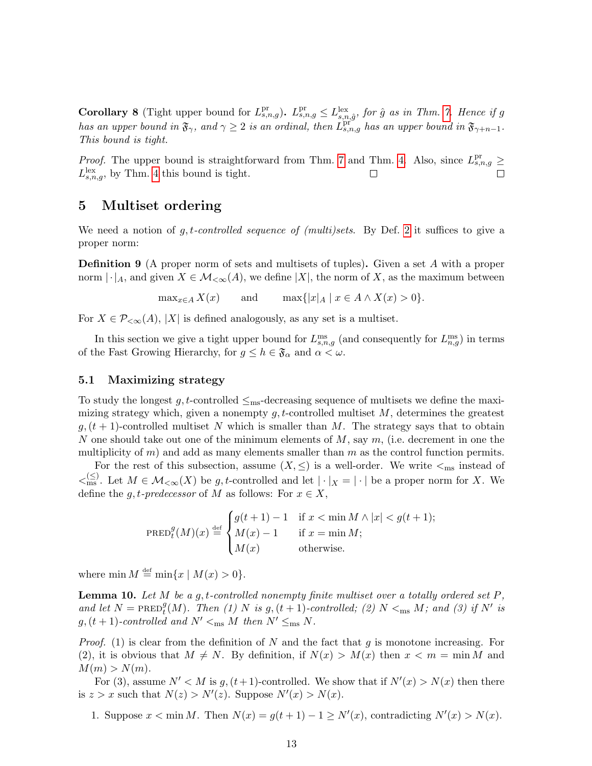**Corollary 8** (Tight upper bound for $L^{\text{pr}}_{s,n,g}$)**.** *$L^{\text{pr}}_{s,n,g} \leq L^{\text{lex}}_{s,n,\hat{g}}$, for $\hat{g}$ as in Thm. 7. Hence if $g$ has an upper bound in $\mathfrak{F}_\gamma$, and $\gamma \geq 2$ is an ordinal, then $L^{\text{pr}}_{s,n,g}$ has an upper bound in $\mathfrak{F}_{\gamma+n-1}$. This bound is tight.*

*Proof.* The upper bound is straightforward from Thm. 7 and Thm. 4. Also, since $L^{\text{pr}}_{s,n,g} \geq L^{\text{lex}}_{s,n,g}$, by Thm. 4 this bound is tight. □ □

## 5 Multiset ordering

We need a notion of $g,t$*-controlled sequence of (multi)sets*. By Def. 2 it suffices to give a proper norm:

**Definition 9** (A proper norm of sets and multisets of tuples)**.** Given a set $A$ with a proper norm $|\cdot|_A$, and given $X \in \mathcal{M}_{<\infty}(A)$, we define $|X|$, the norm of $X$, as the maximum between

$$\max_{x\in A} X(x) \qquad \text{and} \qquad \max\{|x|_A \mid x \in A \wedge X(x) > 0\}.$$

For $X \in \mathcal{P}_{<\infty}(A)$, $|X|$ is defined analogously, as any set is a multiset.

In this section we give a tight upper bound for $L^{\text{ms}}_{s,n,g}$ (and consequently for $L^{\text{ms}}_{n,g}$) in terms of the Fast Growing Hierarchy, for $g \leq h \in \mathfrak{F}_\alpha$ and $\alpha < \omega$.

### 5.1 Maximizing strategy

To study the longest $g,t$-controlled $\leq_{\text{ms}}$-decreasing sequence of multisets we define the maximizing strategy which, given a nonempty $g,t$-controlled multiset $M$, determines the greatest $g,(t+1)$-controlled multiset $N$ which is smaller than $M$. The strategy says that to obtain $N$ one should take out one of the minimum elements of $M$, say $m$, (i.e. decrement in one the multiplicity of $m$) and add as many elements smaller than $m$ as the control function permits.

For the rest of this subsection, assume $(X,\leq)$ is a well-order. We write $<_{\text{ms}}$ instead of $<^{(\leq)}_{\text{ms}}$. Let $M \in \mathcal{M}_{<\infty}(X)$ be $g,t$-controlled and let $|\cdot|_X = |\cdot|$ be a proper norm for $X$. We define the $g,t$*-predecessor* of $M$ as follows: For $x \in X$,

$$\text{PRED}^g_t(M)(x) \stackrel{\text{def}}{=} \begin{cases} g(t+1)-1 & \text{if } x < \min M \wedge |x| < g(t+1); \\ M(x)-1 & \text{if } x = \min M; \\ M(x) & \text{otherwise.} \end{cases}$$

where $\min M \stackrel{\text{def}}{=} \min\{x \mid M(x) > 0\}$.

**Lemma 10.** *Let $M$ be a $g,t$-controlled nonempty finite multiset over a totally ordered set $P$, and let $N = \text{PRED}^g_t(M)$. Then (1) $N$ is $g,(t+1)$-controlled; (2) $N <_{\text{ms}} M$; and (3) if $N'$ is $g,(t+1)$-controlled and $N' <_{\text{ms}} M$ then $N' \leq_{\text{ms}} N$.*

*Proof.* (1) is clear from the definition of $N$ and the fact that $g$ is monotone increasing. For (2), it is obvious that $M \neq N$. By definition, if $N(x) > M(x)$ then $x < m = \min M$ and $M(m) > N(m)$.

For (3), assume $N' < M$ is $g,(t+1)$-controlled. We show that if $N'(x) > N(x)$ then there is $z > x$ such that $N(z) > N'(z)$. Suppose $N'(x) > N(x)$.

1. Suppose $x < \min M$. Then $N(x) = g(t+1) - 1 \geq N'(x)$, contradicting $N'(x) > N(x)$.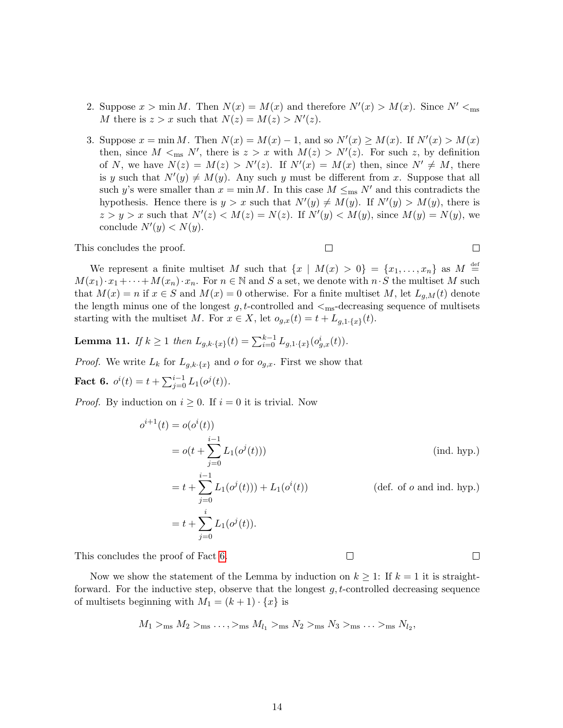2. Suppose $x > \min M$. Then $N(x) = M(x)$ and therefore $N'(x) > M(x)$. Since $N' <_{\text{ms}} M$ there is $z > x$ such that $N(z) = M(z) > N'(z)$.

3. Suppose $x = \min M$. Then $N(x) = M(x) - 1$, and so $N'(x) \geq M(x)$. If $N'(x) > M(x)$ then, since $M <_{\text{ms}} N'$, there is $z > x$ with $M(z) > N'(z)$. For such $z$, by definition of $N$, we have $N(z) = M(z) > N'(z)$. If $N'(x) = M(x)$ then, since $N' \neq M$, there is $y$ such that $N'(y) \neq M(y)$. Any such $y$ must be different from $x$. Suppose that all such $y$'s were smaller than $x = \min M$. In this case $M \leq_{\text{ms}} N'$ and this contradicts the hypothesis. Hence there is $y > x$ such that $N'(y) \neq M(y)$. If $N'(y) > M(y)$, there is $z > y > x$ such that $N'(z) < M(z) = N(z)$. If $N'(y) < M(y)$, since $M(y) = N(y)$, we conclude $N'(y) < N(y)$.

This concludes the proof. □ □

We represent a finite multiset $M$ such that $\{x \mid M(x) > 0\} = \{x_1, \ldots, x_n\}$ as $M \stackrel{\text{def}}{=} M(x_1) \cdot x_1 + \cdots + M(x_n) \cdot x_n$. For $n \in \mathbb{N}$ and $S$ a set, we denote with $n \cdot S$ the multiset $M$ such that $M(x) = n$ if $x \in S$ and $M(x) = 0$ otherwise. For a finite multiset $M$, let $L_{g,M}(t)$ denote the length minus one of the longest $g, t$-controlled and $<_{\text{ms}}$-decreasing sequence of multisets starting with the multiset $M$. For $x \in X$, let $o_{g,x}(t) = t + L_{g,1 \cdot \{x\}}(t)$.

**Lemma 11.** *If $k \geq 1$ then $L_{g,k \cdot \{x\}}(t) = \sum_{i=0}^{k-1} L_{g,1 \cdot \{x\}}(o^i_{g,x}(t))$.*

*Proof.* We write $L_k$ for $L_{g,k \cdot \{x\}}$ and $o$ for $o_{g,x}$. First we show that

**Fact 6.** $o^i(t) = t + \sum_{j=0}^{i-1} L_1(o^j(t))$.

*Proof.* By induction on $i \geq 0$. If $i = 0$ it is trivial. Now

$$
\begin{aligned}
o^{i+1}(t) &= o(o^i(t)) \\
&= o(t + \sum_{j=0}^{i-1} L_1(o^j(t))) && \text{(ind. hyp.)} \\
&= t + \sum_{j=0}^{i-1} L_1(o^j(t))) + L_1(o^i(t)) && \text{(def. of } o \text{ and ind. hyp.)} \\
&= t + \sum_{j=0}^{i} L_1(o^j(t)).
\end{aligned}
$$

This concludes the proof of Fact 6. □ □

Now we show the statement of the Lemma by induction on $k \geq 1$: If $k = 1$ it is straightforward. For the inductive step, observe that the longest $g, t$-controlled decreasing sequence of multisets beginning with $M_1 = (k+1) \cdot \{x\}$ is

$$
M_1 >_{\text{ms}} M_2 >_{\text{ms}} \ldots, >_{\text{ms}} M_{l_1} >_{\text{ms}} N_2 >_{\text{ms}} N_3 >_{\text{ms}} \ldots >_{\text{ms}} N_{l_2},
$$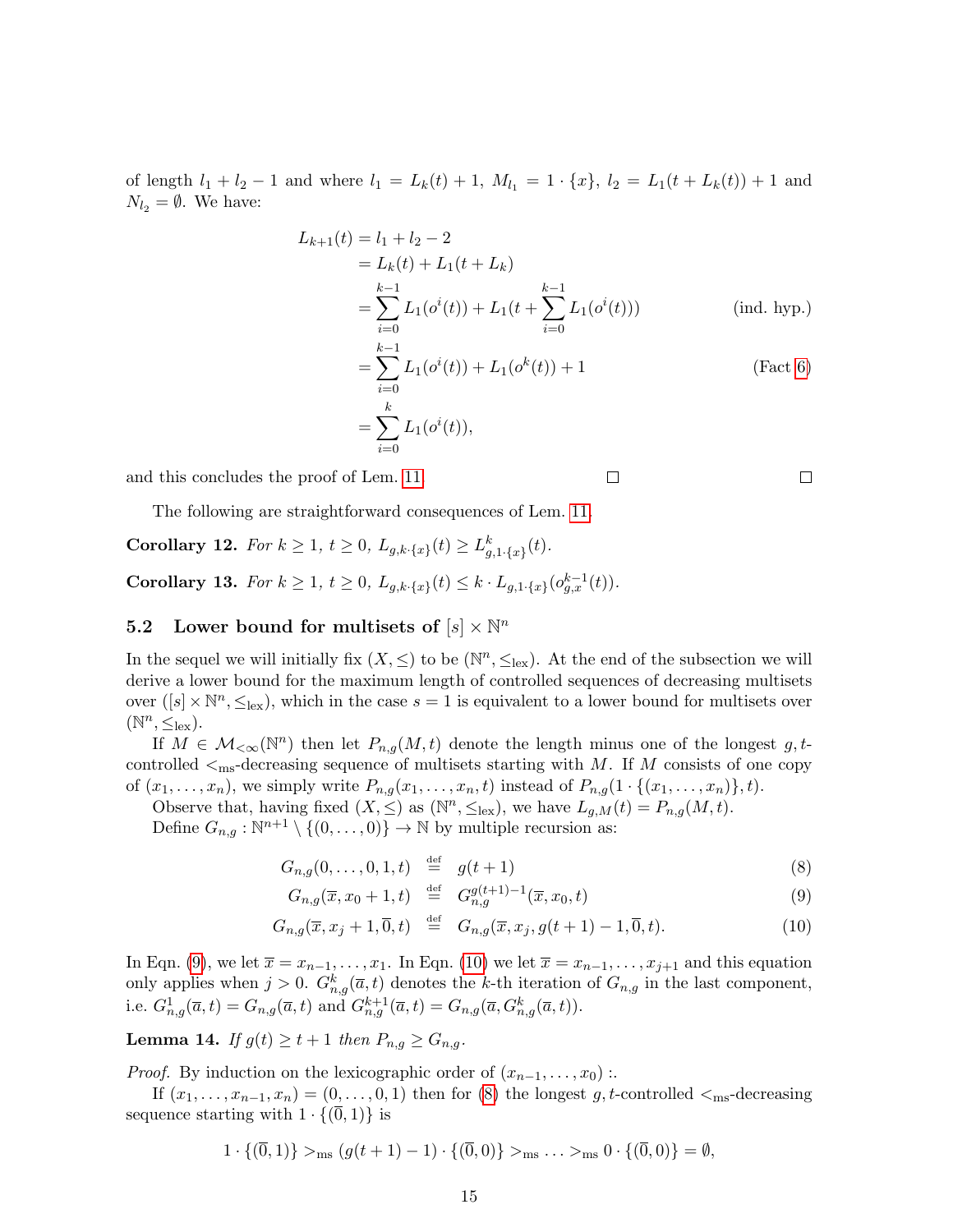of length $l_1 + l_2 - 1$ and where $l_1 = L_k(t) + 1$, $M_{l_1} = 1 \cdot \{x\}$, $l_2 = L_1(t + L_k(t)) + 1$ and $N_{l_2} = \emptyset$. We have:

$$
\begin{aligned}
L_{k+1}(t) &= l_1 + l_2 - 2 \\
&= L_k(t) + L_1(t + L_k) \\
&= \sum_{i=0}^{k-1} L_1(o^i(t)) + L_1(t + \sum_{i=0}^{k-1} L_1(o^i(t))) && \text{(ind. hyp.)} \\
&= \sum_{i=0}^{k-1} L_1(o^i(t)) + L_1(o^k(t)) + 1 && \text{(Fact 6)} \\
&= \sum_{i=0}^{k} L_1(o^i(t)),
\end{aligned}
$$

and this concludes the proof of Lem. 11. □ □

The following are straightforward consequences of Lem. 11.

**Corollary 12.** *For $k \geq 1$, $t \geq 0$, $L_{g,k\cdot\{x\}}(t) \geq L^k_{g,1\cdot\{x\}}(t)$.*

**Corollary 13.** *For $k \geq 1$, $t \geq 0$, $L_{g,k\cdot\{x\}}(t) \leq k \cdot L_{g,1\cdot\{x\}}(o^{k-1}_{g,x}(t))$.*

### 5.2 Lower bound for multisets of $[s] \times \mathbb{N}^n$

In the sequel we will initially fix $(X, \leq)$ to be $(\mathbb{N}^n, \leq_{\text{lex}})$. At the end of the subsection we will derive a lower bound for the maximum length of controlled sequences of decreasing multisets over $([s] \times \mathbb{N}^n, \leq_{\text{lex}})$, which in the case $s = 1$ is equivalent to a lower bound for multisets over $(\mathbb{N}^n, \leq_{\text{lex}})$.

If $M \in \mathcal{M}_{<\infty}(\mathbb{N}^n)$ then let $P_{n,g}(M, t)$ denote the length minus one of the longest $g, t$-controlled $<_{\text{ms}}$-decreasing sequence of multisets starting with $M$. If $M$ consists of one copy of $(x_1, \ldots, x_n)$, we simply write $P_{n,g}(x_1, \ldots, x_n, t)$ instead of $P_{n,g}(1 \cdot \{(x_1, \ldots, x_n)\}, t)$.

Observe that, having fixed $(X, \leq)$ as $(\mathbb{N}^n, \leq_{\text{lex}})$, we have $L_{g,M}(t) = P_{n,g}(M, t)$.

Define $G_{n,g} : \mathbb{N}^{n+1} \setminus \{(0, \ldots, 0)\} \to \mathbb{N}$ by multiple recursion as:

$$G_{n,g}(0, \ldots, 0, 1, t) \stackrel{\text{def}}{=} g(t+1) \tag{8}$$

$$G_{n,g}(\overline{x}, x_0 + 1, t) \stackrel{\text{def}}{=} G^{g(t+1)-1}_{n,g}(\overline{x}, x_0, t) \tag{9}$$

$$G_{n,g}(\overline{x}, x_j + 1, \overline{0}, t) \stackrel{\text{def}}{=} G_{n,g}(\overline{x}, x_j, g(t+1) - 1, \overline{0}, t). \tag{10}$$

In Eqn. (9), we let $\overline{x} = x_{n-1}, \ldots, x_1$. In Eqn. (10) we let $\overline{x} = x_{n-1}, \ldots, x_{j+1}$ and this equation only applies when $j > 0$. $G^k_{n,g}(\overline{a}, t)$ denotes the $k$-th iteration of $G_{n,g}$ in the last component, i.e. $G^1_{n,g}(\overline{a}, t) = G_{n,g}(\overline{a}, t)$ and $G^{k+1}_{n,g}(\overline{a}, t) = G_{n,g}(\overline{a}, G^k_{n,g}(\overline{a}, t))$.

**Lemma 14.** *If $g(t) \geq t + 1$ then $P_{n,g} \geq G_{n,g}$.*

*Proof.* By induction on the lexicographic order of $(x_{n-1}, \ldots, x_0)$ :.

If $(x_1, \ldots, x_{n-1}, x_n) = (0, \ldots, 0, 1)$ then for (8) the longest $g, t$-controlled $<_{\text{ms}}$-decreasing sequence starting with $1 \cdot \{(\overline{0}, 1)\}$ is

$$1 \cdot \{(\overline{0}, 1)\} >_{\text{ms}} (g(t+1) - 1) \cdot \{(\overline{0}, 0)\} >_{\text{ms}} \ldots >_{\text{ms}} 0 \cdot \{(\overline{0}, 0)\} = \emptyset,$$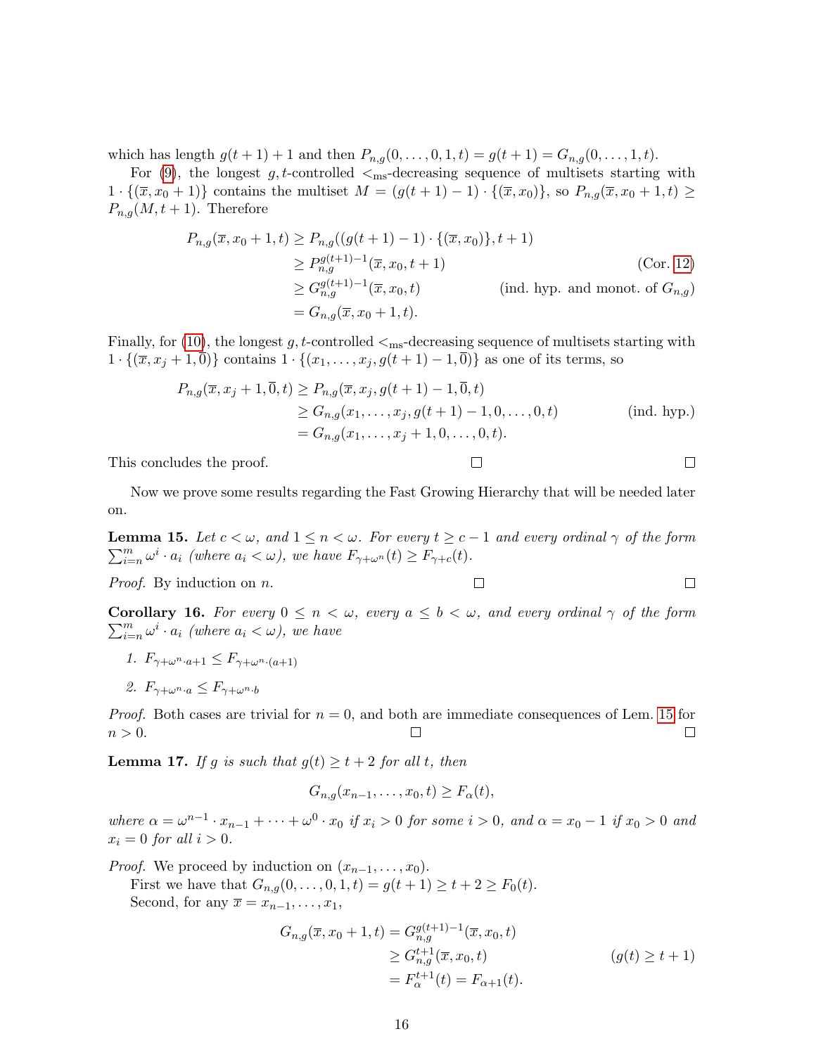which has length $g(t+1)+1$ and then $P_{n,g}(0,\dots,0,1,t) = g(t+1) = G_{n,g}(0,\dots,1,t)$.

For (9), the longest $g,t$-controlled $<_{\mathrm{ms}}$-decreasing sequence of multisets starting with $1\cdot\{(\overline{x}, x_0+1)\}$ contains the multiset $M = (g(t+1)-1)\cdot\{(\overline{x},x_0)\}$, so $P_{n,g}(\overline{x},x_0+1,t) \geq P_{n,g}(M,t+1)$. Therefore

$$
\begin{aligned}
P_{n,g}(\overline{x},x_0+1,t) &\geq P_{n,g}((g(t+1)-1)\cdot\{(\overline{x},x_0)\},t+1) \\
&\geq P_{n,g}^{g(t+1)-1}(\overline{x},x_0,t+1) && \text{(Cor. 12)} \\
&\geq G_{n,g}^{g(t+1)-1}(\overline{x},x_0,t) && \text{(ind. hyp. and monot. of } G_{n,g}) \\
&= G_{n,g}(\overline{x},x_0+1,t).
\end{aligned}
$$

Finally, for (10), the longest $g,t$-controlled $<_{\mathrm{ms}}$-decreasing sequence of multisets starting with $1\cdot\{(\overline{x},x_j+1,\overline{0})\}$ contains $1\cdot\{(x_1,\dots,x_j,g(t+1)-1,\overline{0})\}$ as one of its terms, so

$$
\begin{aligned}
P_{n,g}(\overline{x},x_j+1,\overline{0},t) &\geq P_{n,g}(\overline{x},x_j,g(t+1)-1,\overline{0},t) \\
&\geq G_{n,g}(x_1,\dots,x_j,g(t+1)-1,0,\dots,0,t) && \text{(ind. hyp.)} \\
&= G_{n,g}(x_1,\dots,x_j+1,0,\dots,0,t).
\end{aligned}
$$

This concludes the proof. □ □

Now we prove some results regarding the Fast Growing Hierarchy that will be needed later on.

**Lemma 15.** *Let $c<\omega$, and $1\leq n<\omega$. For every $t\geq c-1$ and every ordinal $\gamma$ of the form $\sum_{i=n}^{m}\omega^i\cdot a_i$ (where $a_i<\omega$), we have $F_{\gamma+\omega^n}(t)\geq F_{\gamma+c}(t)$.*

*Proof.* By induction on $n$. □ □

**Corollary 16.** *For every $0\leq n<\omega$, every $a\leq b<\omega$, and every ordinal $\gamma$ of the form $\sum_{i=n}^{m}\omega^i\cdot a_i$ (where $a_i<\omega$), we have*

1. $F_{\gamma+\omega^n\cdot a+1}\leq F_{\gamma+\omega^n\cdot(a+1)}$
2. $F_{\gamma+\omega^n\cdot a}\leq F_{\gamma+\omega^n\cdot b}$

*Proof.* Both cases are trivial for $n=0$, and both are immediate consequences of Lem. 15 for $n>0$. □ □

**Lemma 17.** *If $g$ is such that $g(t)\geq t+2$ for all $t$, then*

$$G_{n,g}(x_{n-1},\dots,x_0,t)\geq F_\alpha(t),$$

*where $\alpha=\omega^{n-1}\cdot x_{n-1}+\dots+\omega^0\cdot x_0$ if $x_i>0$ for some $i>0$, and $\alpha=x_0-1$ if $x_0>0$ and $x_i=0$ for all $i>0$.*

*Proof.* We proceed by induction on $(x_{n-1},\dots,x_0)$.

First we have that $G_{n,g}(0,\dots,0,1,t)=g(t+1)\geq t+2\geq F_0(t)$.

Second, for any $\overline{x}=x_{n-1},\dots,x_1$,

$$
\begin{aligned}
G_{n,g}(\overline{x},x_0+1,t) &= G_{n,g}^{g(t+1)-1}(\overline{x},x_0,t) \\
&\geq G_{n,g}^{t+1}(\overline{x},x_0,t) && (g(t)\geq t+1) \\
&= F_\alpha^{t+1}(t) = F_{\alpha+1}(t).
\end{aligned}
$$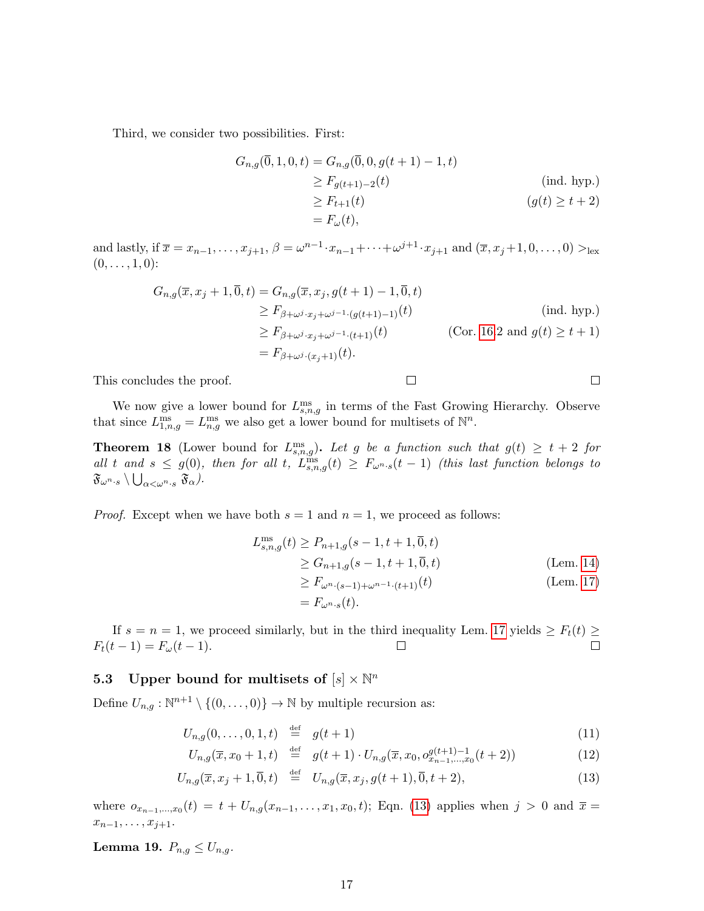Third, we consider two possibilities. First:

$$
\begin{aligned}
G_{n,g}(\overline{0},1,0,t) &= G_{n,g}(\overline{0},0,g(t+1)-1,t) \\
&\geq F_{g(t+1)-2}(t) && \text{(ind. hyp.)} \\
&\geq F_{t+1}(t) && (g(t)\geq t+2) \\
&= F_{\omega}(t),
\end{aligned}
$$

and lastly, if $\overline{x} = x_{n-1},\ldots,x_{j+1}$, $\beta = \omega^{n-1}\cdot x_{n-1}+\cdots+\omega^{j+1}\cdot x_{j+1}$ and $(\overline{x},x_j+1,0,\ldots,0) >_{\text{lex}} (0,\ldots,1,0)$:

$$
\begin{aligned}
G_{n,g}(\overline{x},x_j+1,\overline{0},t) &= G_{n,g}(\overline{x},x_j,g(t+1)-1,\overline{0},t) \\
&\geq F_{\beta+\omega^j\cdot x_j+\omega^{j-1}\cdot(g(t+1)-1)}(t) && \text{(ind. hyp.)} \\
&\geq F_{\beta+\omega^j\cdot x_j+\omega^{j-1}\cdot(t+1)}(t) && \text{(Cor. 16.2 and } g(t)\geq t+1) \\
&= F_{\beta+\omega^j\cdot(x_j+1)}(t).
\end{aligned}
$$

This concludes the proof. □ □

We now give a lower bound for $L^{\text{ms}}_{s,n,g}$ in terms of the Fast Growing Hierarchy. Observe that since $L^{\text{ms}}_{1,n,g} = L^{\text{ms}}_{n,g}$ we also get a lower bound for multisets of $\mathbb{N}^n$.

**Theorem 18** (Lower bound for $L^{\text{ms}}_{s,n,g}$)**.** *Let $g$ be a function such that $g(t)\geq t+2$ for all $t$ and $s\leq g(0)$, then for all $t$, $L^{\text{ms}}_{s,n,g}(t)\geq F_{\omega^n\cdot s}(t-1)$ (this last function belongs to $\mathfrak{F}_{\omega^n\cdot s}\setminus\bigcup_{\alpha<\omega^n\cdot s}\mathfrak{F}_\alpha$).*

*Proof.* Except when we have both $s=1$ and $n=1$, we proceed as follows:

$$
\begin{aligned}
L^{\text{ms}}_{s,n,g}(t) &\geq P_{n+1,g}(s-1,t+1,\overline{0},t) \\
&\geq G_{n+1,g}(s-1,t+1,\overline{0},t) && \text{(Lem. 14)} \\
&\geq F_{\omega^n\cdot(s-1)+\omega^{n-1}\cdot(t+1)}(t) && \text{(Lem. 17)} \\
&= F_{\omega^n\cdot s}(t).
\end{aligned}
$$

If $s=n=1$, we proceed similarly, but in the third inequality Lem. 17 yields $\geq F_t(t)\geq F_t(t-1) = F_\omega(t-1)$. □ □

### 5.3 Upper bound for multisets of $[s]\times\mathbb{N}^n$

Define $U_{n,g}:\mathbb{N}^{n+1}\setminus\{(0,\ldots,0)\}\to\mathbb{N}$ by multiple recursion as:

$$
\begin{aligned}
U_{n,g}(0,\ldots,0,1,t) &\overset{\text{def}}{=} g(t+1) && (11)\\
U_{n,g}(\overline{x},x_0+1,t) &\overset{\text{def}}{=} g(t+1)\cdot U_{n,g}(\overline{x},x_0,o^{g(t+1)-1}_{x_{n-1},\ldots,x_0}(t+2)) && (12)\\
U_{n,g}(\overline{x},x_j+1,\overline{0},t) &\overset{\text{def}}{=} U_{n,g}(\overline{x},x_j,g(t+1),\overline{0},t+2), && (13)
\end{aligned}
$$

where $o_{x_{n-1},\ldots,x_0}(t) = t+U_{n,g}(x_{n-1},\ldots,x_1,x_0,t)$; Eqn. (13) applies when $j>0$ and $\overline{x} = x_{n-1},\ldots,x_{j+1}$.

**Lemma 19.** $P_{n,g}\leq U_{n,g}$.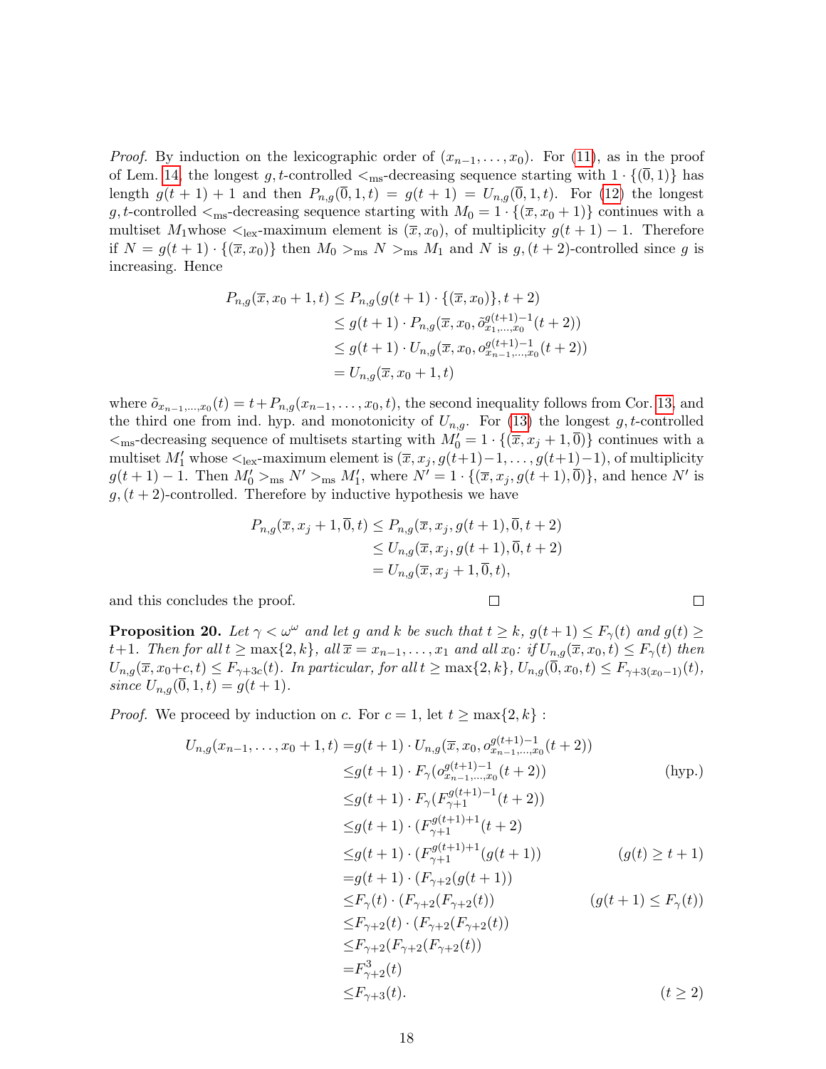*Proof.* By induction on the lexicographic order of $(x_{n-1}, \dots, x_0)$. For (11), as in the proof of Lem. 14, the longest $g, t$-controlled $<_{\text{ms}}$-decreasing sequence starting with $1 \cdot \{(\overline{0}, 1)\}$ has length $g(t+1)+1$ and then $P_{n,g}(\overline{0}, 1, t) = g(t+1) = U_{n,g}(\overline{0}, 1, t)$. For (12) the longest $g, t$-controlled $<_{\text{ms}}$-decreasing sequence starting with $M_0 = 1 \cdot \{(\overline{x}, x_0+1)\}$ continues with a multiset $M_1$whose $<_{\text{lex}}$-maximum element is $(\overline{x}, x_0)$, of multiplicity $g(t+1)-1$. Therefore if $N = g(t+1) \cdot \{(\overline{x}, x_0)\}$ then $M_0 >_{\text{ms}} N >_{\text{ms}} M_1$ and $N$ is $g, (t+2)$-controlled since $g$ is increasing. Hence

$$
\begin{aligned}
P_{n,g}(\overline{x}, x_0+1, t) &\leq P_{n,g}(g(t+1) \cdot \{(\overline{x}, x_0)\}, t+2) \\
&\leq g(t+1) \cdot P_{n,g}(\overline{x}, x_0, \tilde{o}^{g(t+1)-1}_{x_1,\dots,x_0}(t+2)) \\
&\leq g(t+1) \cdot U_{n,g}(\overline{x}, x_0, o^{g(t+1)-1}_{x_{n-1},\dots,x_0}(t+2)) \\
&= U_{n,g}(\overline{x}, x_0+1, t)
\end{aligned}
$$

where $\tilde{o}_{x_{n-1},\dots,x_0}(t) = t + P_{n,g}(x_{n-1}, \dots, x_0, t)$, the second inequality follows from Cor. 13, and the third one from ind. hyp. and monotonicity of $U_{n,g}$. For (13) the longest $g, t$-controlled $<_{\text{ms}}$-decreasing sequence of multisets starting with $M'_0 = 1 \cdot \{(\overline{x}, x_j+1, \overline{0})\}$ continues with a multiset $M'_1$ whose $<_{\text{lex}}$-maximum element is $(\overline{x}, x_j, g(t+1)-1, \dots, g(t+1)-1)$, of multiplicity $g(t+1)-1$. Then $M'_0 >_{\text{ms}} N' >_{\text{ms}} M'_1$, where $N' = 1 \cdot \{(\overline{x}, x_j, g(t+1), \overline{0})\}$, and hence $N'$ is $g, (t+2)$-controlled. Therefore by inductive hypothesis we have

$$
\begin{aligned}
P_{n,g}(\overline{x}, x_j+1, \overline{0}, t) &\leq P_{n,g}(\overline{x}, x_j, g(t+1), \overline{0}, t+2) \\
&\leq U_{n,g}(\overline{x}, x_j, g(t+1), \overline{0}, t+2) \\
&= U_{n,g}(\overline{x}, x_j+1, \overline{0}, t),
\end{aligned}
$$

and this concludes the proof. ☐ ☐

**Proposition 20.** *Let $\gamma < \omega^\omega$ and let $g$ and $k$ be such that $t \geq k$, $g(t+1) \leq F_\gamma(t)$ and $g(t) \geq t+1$. Then for all $t \geq \max\{2, k\}$, all $\overline{x} = x_{n-1}, \dots, x_1$ and all $x_0$: if $U_{n,g}(\overline{x}, x_0, t) \leq F_\gamma(t)$ then $U_{n,g}(\overline{x}, x_0+c, t) \leq F_{\gamma+3c}(t)$. In particular, for all $t \geq \max\{2, k\}$, $U_{n,g}(\overline{0}, x_0, t) \leq F_{\gamma+3(x_0-1)}(t)$, since $U_{n,g}(\overline{0}, 1, t) = g(t+1)$.*

*Proof.* We proceed by induction on $c$. For $c = 1$, let $t \geq \max\{2, k\}$ :

$$
\begin{aligned}
U_{n,g}(x_{n-1}, \dots, x_0+1, t) =& g(t+1) \cdot U_{n,g}(\overline{x}, x_0, o^{g(t+1)-1}_{x_{n-1},\dots,x_0}(t+2)) \\
\leq& g(t+1) \cdot F_\gamma(o^{g(t+1)-1}_{x_{n-1},\dots,x_0}(t+2)) && \text{(hyp.)} \\
\leq& g(t+1) \cdot F_\gamma(F^{g(t+1)-1}_{\gamma+1}(t+2)) \\
\leq& g(t+1) \cdot (F^{g(t+1)+1}_{\gamma+1}(t+2) \\
\leq& g(t+1) \cdot (F^{g(t+1)+1}_{\gamma+1}(g(t+1)) && (g(t) \geq t+1) \\
=& g(t+1) \cdot (F_{\gamma+2}(g(t+1)) \\
\leq& F_\gamma(t) \cdot (F_{\gamma+2}(F_{\gamma+2}(t)) && (g(t+1) \leq F_\gamma(t)) \\
\leq& F_{\gamma+2}(t) \cdot (F_{\gamma+2}(F_{\gamma+2}(t)) \\
\leq& F_{\gamma+2}(F_{\gamma+2}(F_{\gamma+2}(t)) \\
=& F^3_{\gamma+2}(t) \\
\leq& F_{\gamma+3}(t). && (t \geq 2)
\end{aligned}
$$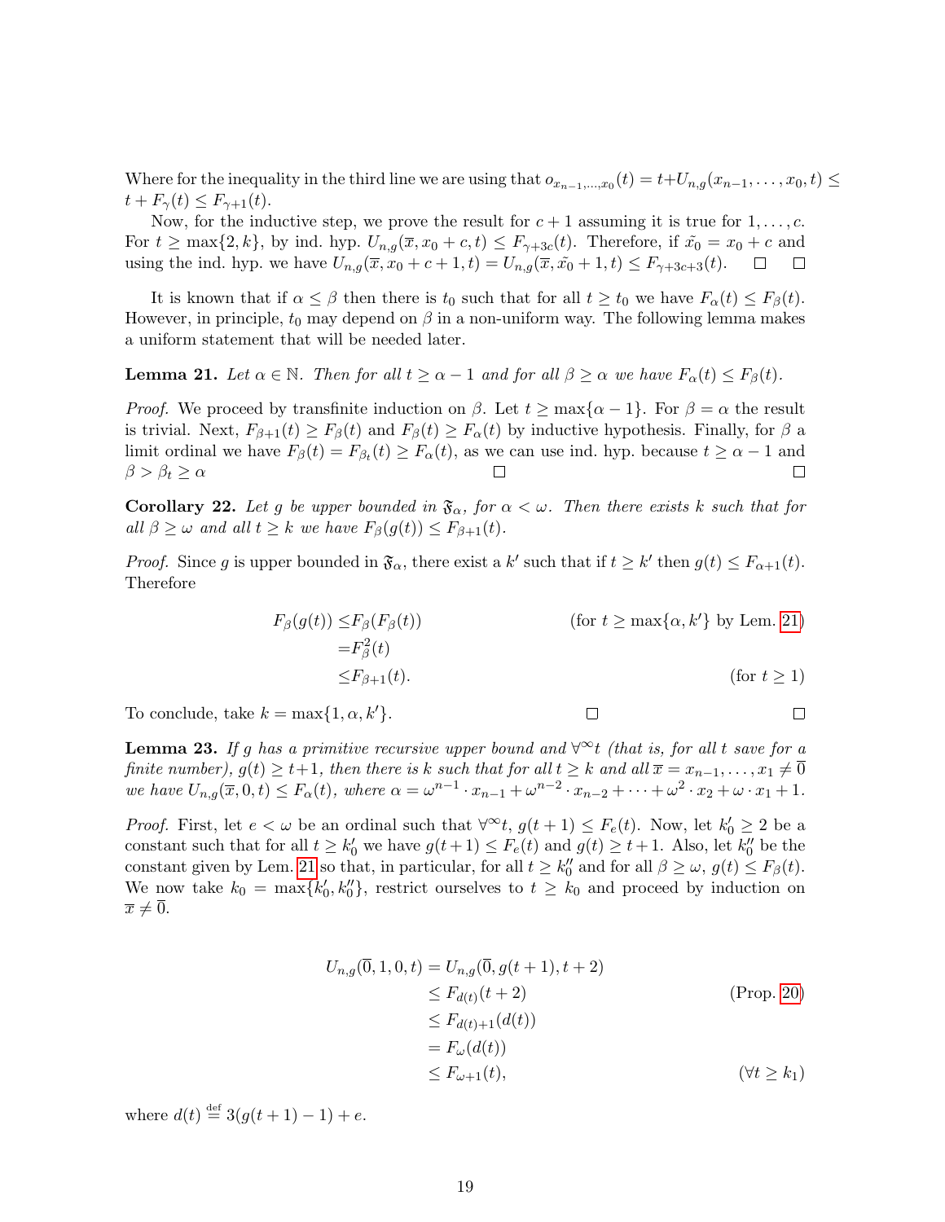Where for the inequality in the third line we are using that $o_{x_{n-1},\dots,x_0}(t) = t + U_{n,g}(x_{n-1},\dots,x_0,t) \leq t + F_\gamma(t) \leq F_{\gamma+1}(t)$.

Now, for the inductive step, we prove the result for $c+1$ assuming it is true for $1,\dots,c$. For $t \geq \max\{2,k\}$, by ind. hyp. $U_{n,g}(\overline{x}, x_0+c, t) \leq F_{\gamma+3c}(t)$. Therefore, if $\tilde{x_0} = x_0 + c$ and using the ind. hyp. we have $U_{n,g}(\overline{x}, x_0+c+1, t) = U_{n,g}(\overline{x}, \tilde{x_0}+1, t) \leq F_{\gamma+3c+3}(t)$. □ □

It is known that if $\alpha \leq \beta$ then there is $t_0$ such that for all $t \geq t_0$ we have $F_\alpha(t) \leq F_\beta(t)$. However, in principle, $t_0$ may depend on $\beta$ in a non-uniform way. The following lemma makes a uniform statement that will be needed later.

**Lemma 21.** *Let $\alpha \in \mathbb{N}$. Then for all $t \geq \alpha - 1$ and for all $\beta \geq \alpha$ we have $F_\alpha(t) \leq F_\beta(t)$.*

*Proof.* We proceed by transfinite induction on $\beta$. Let $t \geq \max\{\alpha - 1\}$. For $\beta = \alpha$ the result is trivial. Next, $F_{\beta+1}(t) \geq F_\beta(t)$ and $F_\beta(t) \geq F_\alpha(t)$ by inductive hypothesis. Finally, for $\beta$ a limit ordinal we have $F_\beta(t) = F_{\beta_t}(t) \geq F_\alpha(t)$, as we can use ind. hyp. because $t \geq \alpha - 1$ and $\beta > \beta_t \geq \alpha$ □ □

**Corollary 22.** *Let $g$ be upper bounded in $\mathfrak{F}_\alpha$, for $\alpha < \omega$. Then there exists $k$ such that for all $\beta \geq \omega$ and all $t \geq k$ we have $F_\beta(g(t)) \leq F_{\beta+1}(t)$.*

*Proof.* Since $g$ is upper bounded in $\mathfrak{F}_\alpha$, there exist a $k'$ such that if $t \geq k'$ then $g(t) \leq F_{\alpha+1}(t)$. Therefore

$$
\begin{aligned}
F_\beta(g(t)) \leq & F_\beta(F_\beta(t)) && \text{(for } t \geq \max\{\alpha, k'\} \text{ by Lem. 21)}\\
= & F_\beta^2(t) \\
\leq & F_{\beta+1}(t). && \text{(for } t \geq 1)
\end{aligned}
$$

To conclude, take $k = \max\{1, \alpha, k'\}$. □ □

**Lemma 23.** *If $g$ has a primitive recursive upper bound and $\forall^\infty t$ (that is, for all $t$ save for a finite number), $g(t) \geq t+1$, then there is $k$ such that for all $t \geq k$ and all $\overline{x} = x_{n-1},\dots,x_1 \neq \overline{0}$ we have $U_{n,g}(\overline{x}, 0, t) \leq F_\alpha(t)$, where $\alpha = \omega^{n-1} \cdot x_{n-1} + \omega^{n-2} \cdot x_{n-2} + \cdots + \omega^2 \cdot x_2 + \omega \cdot x_1 + 1$.*

*Proof.* First, let $e < \omega$ be an ordinal such that $\forall^\infty t$, $g(t+1) \leq F_e(t)$. Now, let $k'_0 \geq 2$ be a constant such that for all $t \geq k'_0$ we have $g(t+1) \leq F_e(t)$ and $g(t) \geq t+1$. Also, let $k''_0$ be the constant given by Lem. 21 so that, in particular, for all $t \geq k''_0$ and for all $\beta \geq \omega$, $g(t) \leq F_\beta(t)$. We now take $k_0 = \max\{k'_0, k''_0\}$, restrict ourselves to $t \geq k_0$ and proceed by induction on $\overline{x} \neq \overline{0}$.

$$
\begin{aligned}
U_{n,g}(\overline{0}, 1, 0, t) &= U_{n,g}(\overline{0}, g(t+1), t+2) \\
&\leq F_{d(t)}(t+2) && \text{(Prop. 20)}\\
&\leq F_{d(t)+1}(d(t)) \\
&= F_\omega(d(t)) \\
&\leq F_{\omega+1}(t), && (\forall t \geq k_1)
\end{aligned}
$$

where $d(t) \stackrel{\text{def}}{=} 3(g(t+1) - 1) + e$.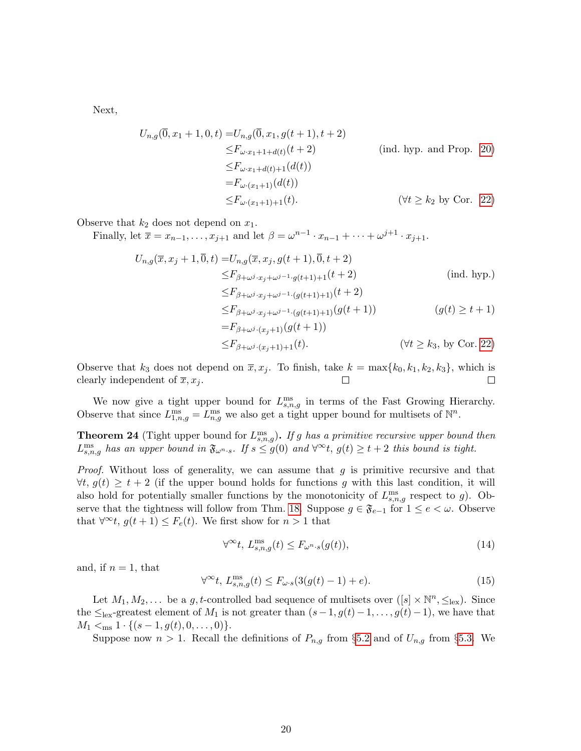Next,

$$
\begin{aligned}
U_{n,g}(\overline{0}, x_1+1, 0, t) =& U_{n,g}(\overline{0}, x_1, g(t+1), t+2) \\
\leq& F_{\omega \cdot x_1 + 1 + d(t)}(t+2) && \text{(ind. hyp. and Prop. 20)} \\
\leq& F_{\omega \cdot x_1 + d(t) + 1}(d(t)) \\
=& F_{\omega \cdot (x_1+1)}(d(t)) \\
\leq& F_{\omega \cdot (x_1+1)+1}(t). && (\forall t \geq k_2 \text{ by Cor. 22})
\end{aligned}
$$

Observe that $k_2$ does not depend on $x_1$.

Finally, let $\overline{x} = x_{n-1}, \ldots, x_{j+1}$ and let $\beta = \omega^{n-1} \cdot x_{n-1} + \cdots + \omega^{j+1} \cdot x_{j+1}$.

$$
\begin{aligned}
U_{n,g}(\overline{x}, x_j+1, \overline{0}, t) =& U_{n,g}(\overline{x}, x_j, g(t+1), \overline{0}, t+2) \\
\leq& F_{\beta + \omega^j \cdot x_j + \omega^{j-1} \cdot g(t+1) + 1}(t+2) && \text{(ind. hyp.)} \\
\leq& F_{\beta + \omega^j \cdot x_j + \omega^{j-1} \cdot (g(t+1)+1)}(t+2) \\
\leq& F_{\beta + \omega^j \cdot x_j + \omega^{j-1} \cdot (g(t+1)+1)}(g(t+1)) && (g(t) \geq t+1) \\
=& F_{\beta + \omega^j \cdot (x_j+1)}(g(t+1)) \\
\leq& F_{\beta + \omega^j \cdot (x_j+1)+1}(t). && (\forall t \geq k_3, \text{ by Cor. 22})
\end{aligned}
$$

Observe that $k_3$ does not depend on $\overline{x}, x_j$. To finish, take $k = \max\{k_0, k_1, k_2, k_3\}$, which is clearly independent of $\overline{x}, x_j$. □ □

We now give a tight upper bound for $L^{\text{ms}}_{s,n,g}$ in terms of the Fast Growing Hierarchy. Observe that since $L^{\text{ms}}_{1,n,g} = L^{\text{ms}}_{n,g}$ we also get a tight upper bound for multisets of $\mathbb{N}^n$.

**Theorem 24** (Tight upper bound for $L^{\text{ms}}_{s,n,g}$)**.** *If $g$ has a primitive recursive upper bound then $L^{\text{ms}}_{s,n,g}$ has an upper bound in $\mathfrak{F}_{\omega^n \cdot s}$. If $s \leq g(0)$ and $\forall^\infty t,\ g(t) \geq t+2$ this bound is tight.*

*Proof.* Without loss of generality, we can assume that $g$ is primitive recursive and that $\forall t,\ g(t) \geq t+2$ (if the upper bound holds for functions $g$ with this last condition, it will also hold for potentially smaller functions by the monotonicity of $L^{\text{ms}}_{s,n,g}$ respect to $g$). Observe that the tightness will follow from Thm. 18. Suppose $g \in \mathfrak{F}_{e-1}$ for $1 \leq e < \omega$. Observe that $\forall^\infty t,\ g(t+1) \leq F_e(t)$. We first show for $n > 1$ that

$$\forall^\infty t,\ L^{\text{ms}}_{s,n,g}(t) \leq F_{\omega^n \cdot s}(g(t)), \tag{14}$$

and, if $n = 1$, that

$$\forall^\infty t,\ L^{\text{ms}}_{s,n,g}(t) \leq F_{\omega \cdot s}(3(g(t)-1)+e). \tag{15}$$

Let $M_1, M_2, \ldots$ be a $g,t$-controlled bad sequence of multisets over $([s] \times \mathbb{N}^n, \leq_{\text{lex}})$. Since the $\leq_{\text{lex}}$-greatest element of $M_1$ is not greater than $(s-1, g(t)-1, \ldots, g(t)-1)$, we have that $M_1 <_{\text{ms}} 1 \cdot \{(s-1, g(t), 0, \ldots, 0)\}$.

Suppose now $n > 1$. Recall the definitions of $P_{n,g}$ from §5.2 and of $U_{n,g}$ from §5.3. We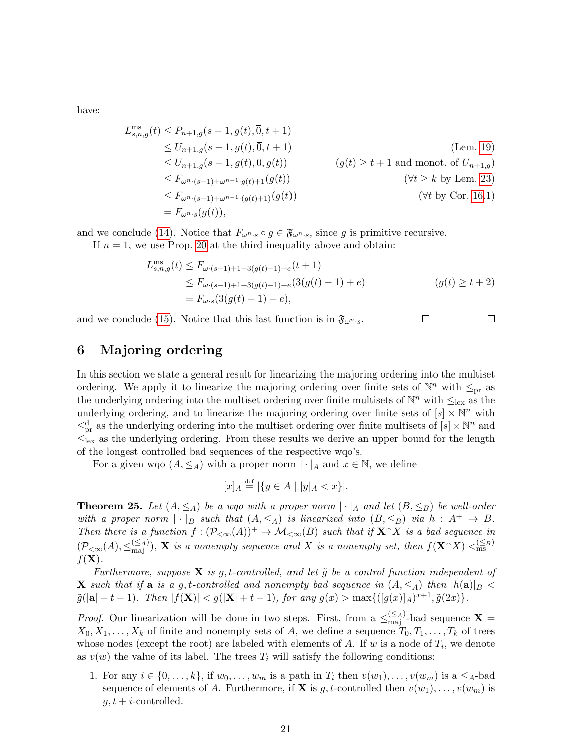have:

$$\begin{aligned}
L^{\mathrm{ms}}_{s,n,g}(t) &\le P_{n+1,g}(s-1, g(t), \overline{0}, t+1) \\
&\le U_{n+1,g}(s-1, g(t), \overline{0}, t+1) && \text{(Lem. 19)} \\
&\le U_{n+1,g}(s-1, g(t), \overline{0}, g(t)) && (g(t) \ge t+1 \text{ and monot. of } U_{n+1,g}) \\
&\le F_{\omega^n\cdot(s-1)+\omega^{n-1}\cdot g(t)+1}(g(t)) && (\forall t \ge k \text{ by Lem. 23}) \\
&\le F_{\omega^n\cdot(s-1)+\omega^{n-1}\cdot(g(t)+1)}(g(t)) && (\forall t \text{ by Cor. 16.1}) \\
&= F_{\omega^n\cdot s}(g(t)),
\end{aligned}$$

and we conclude (14). Notice that $F_{\omega^n\cdot s} \circ g \in \mathfrak{F}_{\omega^n\cdot s}$, since $g$ is primitive recursive.

If $n = 1$, we use Prop. 20 at the third inequality above and obtain:

$$\begin{aligned}
L^{\mathrm{ms}}_{s,n,g}(t) &\le F_{\omega\cdot(s-1)+1+3(g(t)-1)+e}(t+1) \\
&\le F_{\omega\cdot(s-1)+1+3(g(t)-1)+e}(3(g(t)-1)+e) && (g(t) \ge t+2) \\
&= F_{\omega\cdot s}(3(g(t)-1)+e),
\end{aligned}$$

and we conclude (15). Notice that this last function is in $\mathfrak{F}_{\omega^n\cdot s}$. □ □

## 6 Majoring ordering

In this section we state a general result for linearizing the majoring ordering into the multiset ordering. We apply it to linearize the majoring ordering over finite sets of $\mathbb{N}^n$ with $\le_{\mathrm{pr}}$ as the underlying ordering into the multiset ordering over finite multisets of $\mathbb{N}^n$ with $\le_{\mathrm{lex}}$ as the underlying ordering, and to linearize the majoring ordering over finite sets of $[s] \times \mathbb{N}^n$ with $\le^{\mathrm{d}}_{\mathrm{pr}}$ as the underlying ordering into the multiset ordering over finite multisets of $[s] \times \mathbb{N}^n$ and $\le_{\mathrm{lex}}$ as the underlying ordering. From these results we derive an upper bound for the length of the longest controlled bad sequences of the respective wqo's.

For a given wqo $(A, \le_A)$ with a proper norm $|\cdot|_A$ and $x \in \mathbb{N}$, we define

$$[x]_A \stackrel{\text{def}}{=} |\{y \in A \mid |y|_A < x\}|.$$

**Theorem 25.** *Let $(A, \le_A)$ be a wqo with a proper norm $|\cdot|_A$ and let $(B, \le_B)$ be well-order with a proper norm $|\cdot|_B$ such that $(A, \le_A)$ is linearized into $(B, \le_B)$ via $h : A^+ \to B$. Then there is a function $f : (\mathcal{P}_{<\infty}(A))^+ \to \mathcal{M}_{<\infty}(B)$ such that if $\mathbf{X}^\frown X$ is a bad sequence in $(\mathcal{P}_{<\infty}(A), \le^{(\le_A)}_{\mathrm{maj}})$, $\mathbf{X}$ is a nonempty sequence and $X$ is a nonempty set, then $f(\mathbf{X}^\frown X) <^{(\le_B)}_{\mathrm{ms}} f(\mathbf{X})$.*

*Furthermore, suppose $\mathbf{X}$ is $g, t$-controlled, and let $\tilde{g}$ be a control function independent of $\mathbf{X}$ such that if $\mathbf{a}$ is a $g, t$-controlled and nonempty bad sequence in $(A, \le_A)$ then $|h(\mathbf{a})|_B < \tilde{g}(|\mathbf{a}| + t - 1)$. Then $|f(\mathbf{X})| < \overline{g}(|\mathbf{X}| + t - 1)$, for any $\overline{g}(x) > \max\{([g(x)]_A)^{x+1}, \tilde{g}(2x)\}$.*

*Proof.* Our linearization will be done in two steps. First, from a $\le^{(\le_A)}_{\mathrm{maj}}$-bad sequence $\mathbf{X} = X_0, X_1, \ldots, X_k$ of finite and nonempty sets of $A$, we define a sequence $T_0, T_1, \ldots, T_k$ of trees whose nodes (except the root) are labeled with elements of $A$. If $w$ is a node of $T_i$, we denote as $v(w)$ the value of its label. The trees $T_i$ will satisfy the following conditions:

1. For any $i \in \{0, \ldots, k\}$, if $w_0, \ldots, w_m$ is a path in $T_i$ then $v(w_1), \ldots, v(w_m)$ is a $\le_A$-bad sequence of elements of $A$. Furthermore, if $\mathbf{X}$ is $g, t$-controlled then $v(w_1), \ldots, v(w_m)$ is $g, t+i$-controlled.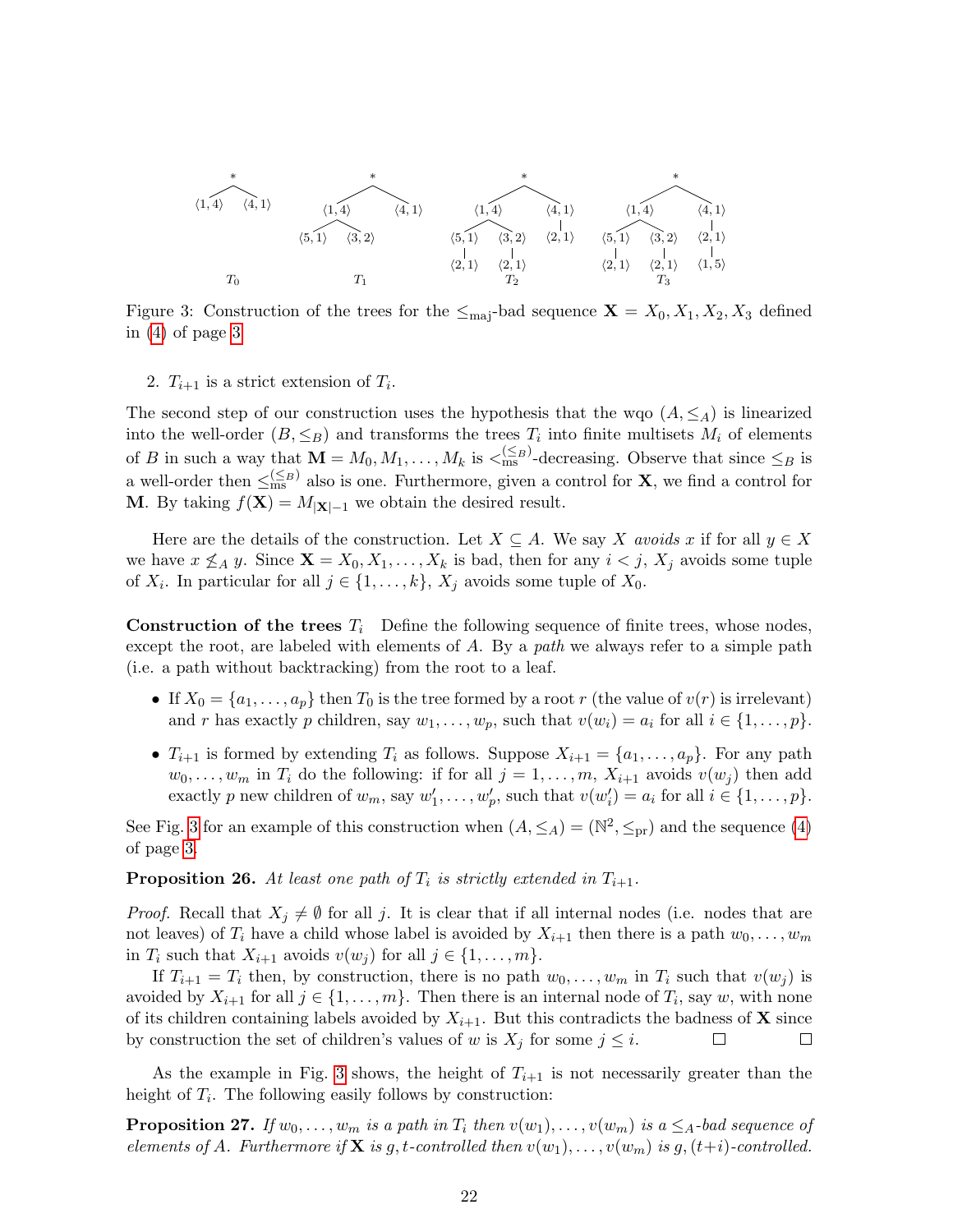Figure 3: Construction of the trees for the $\leq_{\text{maj}}$-bad sequence $\mathbf{X} = X_0, X_1, X_2, X_3$ defined in (4) of page 3

2. $T_{i+1}$ is a strict extension of $T_i$.

The second step of our construction uses the hypothesis that the wqo $(A, \leq_A)$ is linearized into the well-order $(B, \leq_B)$ and transforms the trees $T_i$ into finite multisets $M_i$ of elements of $B$ in such a way that $\mathbf{M} = M_0, M_1, \ldots, M_k$ is $<_{\text{ms}}^{(\leq_B)}$-decreasing. Observe that since $\leq_B$ is a well-order then $\leq_{\text{ms}}^{(\leq_B)}$ also is one. Furthermore, given a control for $\mathbf{X}$, we find a control for $\mathbf{M}$. By taking $f(\mathbf{X}) = M_{|\mathbf{X}|-1}$ we obtain the desired result.

Here are the details of the construction. Let $X \subseteq A$. We say $X$ *avoids* $x$ if for all $y \in X$ we have $x \not\leq_A y$. Since $\mathbf{X} = X_0, X_1, \ldots, X_k$ is bad, then for any $i < j$, $X_j$ avoids some tuple of $X_i$. In particular for all $j \in \{1, \ldots, k\}$, $X_j$ avoids some tuple of $X_0$.

**Construction of the trees $T_i$** Define the following sequence of finite trees, whose nodes, except the root, are labeled with elements of $A$. By a *path* we always refer to a simple path (i.e. a path without backtracking) from the root to a leaf.

- If $X_0 = \{a_1, \ldots, a_p\}$ then $T_0$ is the tree formed by a root $r$ (the value of $v(r)$ is irrelevant) and $r$ has exactly $p$ children, say $w_1, \ldots, w_p$, such that $v(w_i) = a_i$ for all $i \in \{1, \ldots, p\}$.
- $T_{i+1}$ is formed by extending $T_i$ as follows. Suppose $X_{i+1} = \{a_1, \ldots, a_p\}$. For any path $w_0, \ldots, w_m$ in $T_i$ do the following: if for all $j = 1, \ldots, m$, $X_{i+1}$ avoids $v(w_j)$ then add exactly $p$ new children of $w_m$, say $w'_1, \ldots, w'_p$, such that $v(w'_i) = a_i$ for all $i \in \{1, \ldots, p\}$.

See Fig. 3 for an example of this construction when $(A, \leq_A) = (\mathbb{N}^2, \leq_{\text{pr}})$ and the sequence (4) of page 3.

**Proposition 26.** *At least one path of $T_i$ is strictly extended in $T_{i+1}$.*

*Proof.* Recall that $X_j \neq \emptyset$ for all $j$. It is clear that if all internal nodes (i.e. nodes that are not leaves) of $T_i$ have a child whose label is avoided by $X_{i+1}$ then there is a path $w_0, \ldots, w_m$ in $T_i$ such that $X_{i+1}$ avoids $v(w_j)$ for all $j \in \{1, \ldots, m\}$.

If $T_{i+1} = T_i$ then, by construction, there is no path $w_0, \ldots, w_m$ in $T_i$ such that $v(w_j)$ is avoided by $X_{i+1}$ for all $j \in \{1, \ldots, m\}$. Then there is an internal node of $T_i$, say $w$, with none of its children containing labels avoided by $X_{i+1}$. But this contradicts the badness of $\mathbf{X}$ since by construction the set of children's values of $w$ is $X_j$ for some $j \leq i$. □ □

As the example in Fig. 3 shows, the height of $T_{i+1}$ is not necessarily greater than the height of $T_i$. The following easily follows by construction:

**Proposition 27.** *If $w_0, \ldots, w_m$ is a path in $T_i$ then $v(w_1), \ldots, v(w_m)$ is a $\leq_A$-bad sequence of elements of $A$. Furthermore if $\mathbf{X}$ is $g, t$-controlled then $v(w_1), \ldots, v(w_m)$ is $g, (t+i)$-controlled.*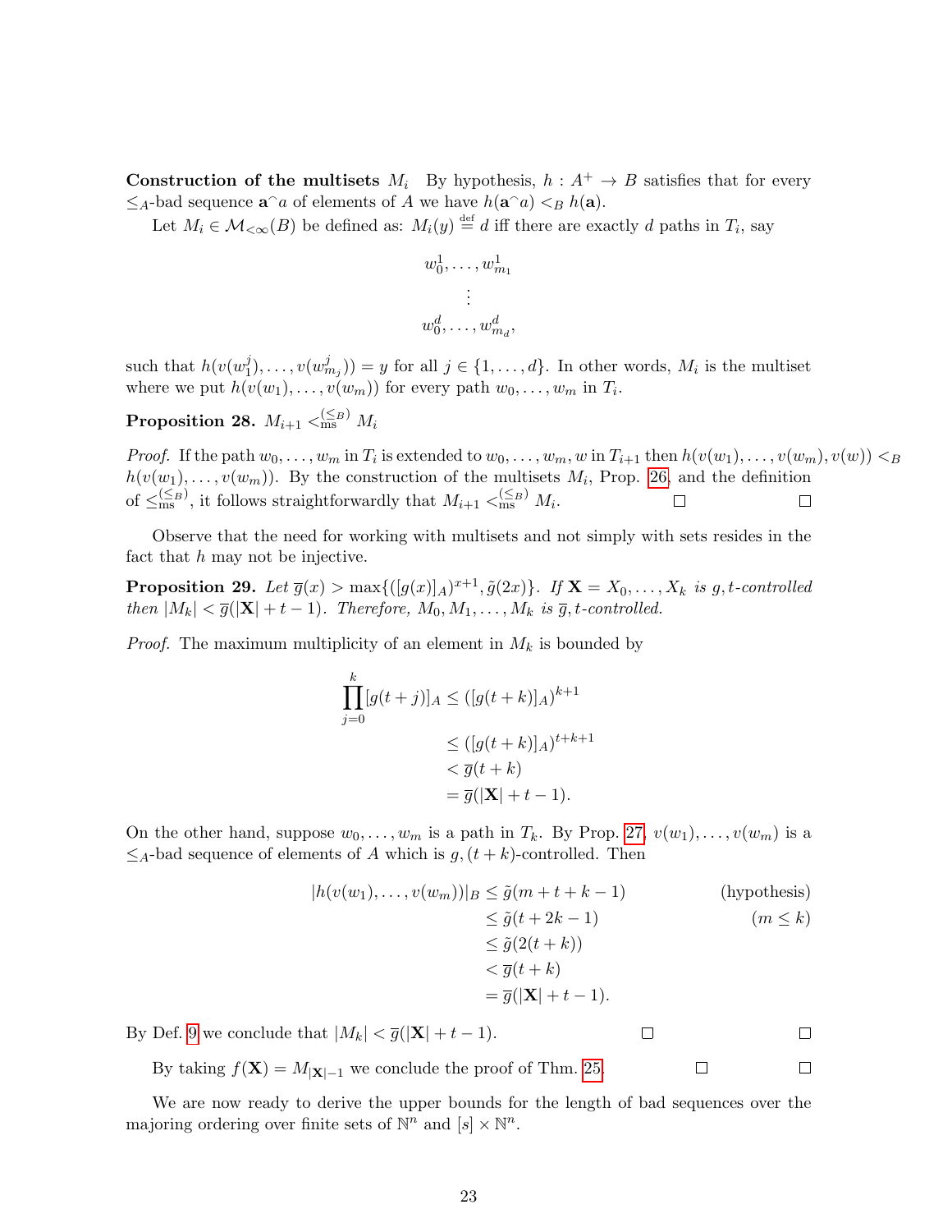**Construction of the multisets $M_i$** By hypothesis, $h : A^+ \to B$ satisfies that for every $\leq_A$-bad sequence $\mathbf{a}^\frown a$ of elements of $A$ we have $h(\mathbf{a}^\frown a) <_B h(\mathbf{a})$.

Let $M_i \in \mathcal{M}_{<\infty}(B)$ be defined as: $M_i(y) \stackrel{\text{def}}{=} d$ iff there are exactly $d$ paths in $T_i$, say

$$\begin{array}{c} w_0^1, \dots, w_{m_1}^1 \\ \vdots \\ w_0^d, \dots, w_{m_d}^d, \end{array}$$

such that $h(v(w_1^j), \dots, v(w_{m_j}^j)) = y$ for all $j \in \{1, \dots, d\}$. In other words, $M_i$ is the multiset where we put $h(v(w_1), \dots, v(w_m))$ for every path $w_0, \dots, w_m$ in $T_i$.

**Proposition 28.** $M_{i+1} <_{\text{ms}}^{(\leq_B)} M_i$

*Proof.* If the path $w_0, \dots, w_m$ in $T_i$ is extended to $w_0, \dots, w_m, w$ in $T_{i+1}$ then $h(v(w_1), \dots, v(w_m), v(w)) <_B h(v(w_1), \dots, v(w_m))$. By the construction of the multisets $M_i$, Prop. 26, and the definition of $\leq_{\text{ms}}^{(\leq_B)}$, it follows straightforwardly that $M_{i+1} <_{\text{ms}}^{(\leq_B)} M_i$. □ □

Observe that the need for working with multisets and not simply with sets resides in the fact that $h$ may not be injective.

**Proposition 29.** *Let $\overline{g}(x) > \max\{([g(x)]_A)^{x+1}, \tilde{g}(2x)\}$. If $\mathbf{X} = X_0, \dots, X_k$ is $g, t$-controlled then $|M_k| < \overline{g}(|\mathbf{X}| + t - 1)$. Therefore, $M_0, M_1, \dots, M_k$ is $\overline{g}, t$-controlled.*

*Proof.* The maximum multiplicity of an element in $M_k$ is bounded by

$$\begin{aligned} \prod_{j=0}^{k} [g(t+j)]_A &\leq ([g(t+k)]_A)^{k+1} \\ &\leq ([g(t+k)]_A)^{t+k+1} \\ &< \overline{g}(t+k) \\ &= \overline{g}(|\mathbf{X}| + t - 1). \end{aligned}$$

On the other hand, suppose $w_0, \dots, w_m$ is a path in $T_k$. By Prop. 27, $v(w_1), \dots, v(w_m)$ is a $\leq_A$-bad sequence of elements of $A$ which is $g, (t+k)$-controlled. Then

$$\begin{aligned} |h(v(w_1), \dots, v(w_m))|_B &\leq \tilde{g}(m + t + k - 1) && \text{(hypothesis)} \\ &\leq \tilde{g}(t + 2k - 1) && (m \leq k) \\ &\leq \tilde{g}(2(t+k)) \\ &< \overline{g}(t+k) \\ &= \overline{g}(|\mathbf{X}| + t - 1). \end{aligned}$$

By Def. 9 we conclude that $|M_k| < \overline{g}(|\mathbf{X}| + t - 1)$. □ □

By taking $f(\mathbf{X}) = M_{|\mathbf{X}|-1}$ we conclude the proof of Thm. 25. □ □

We are now ready to derive the upper bounds for the length of bad sequences over the majoring ordering over finite sets of $\mathbb{N}^n$ and $[s] \times \mathbb{N}^n$.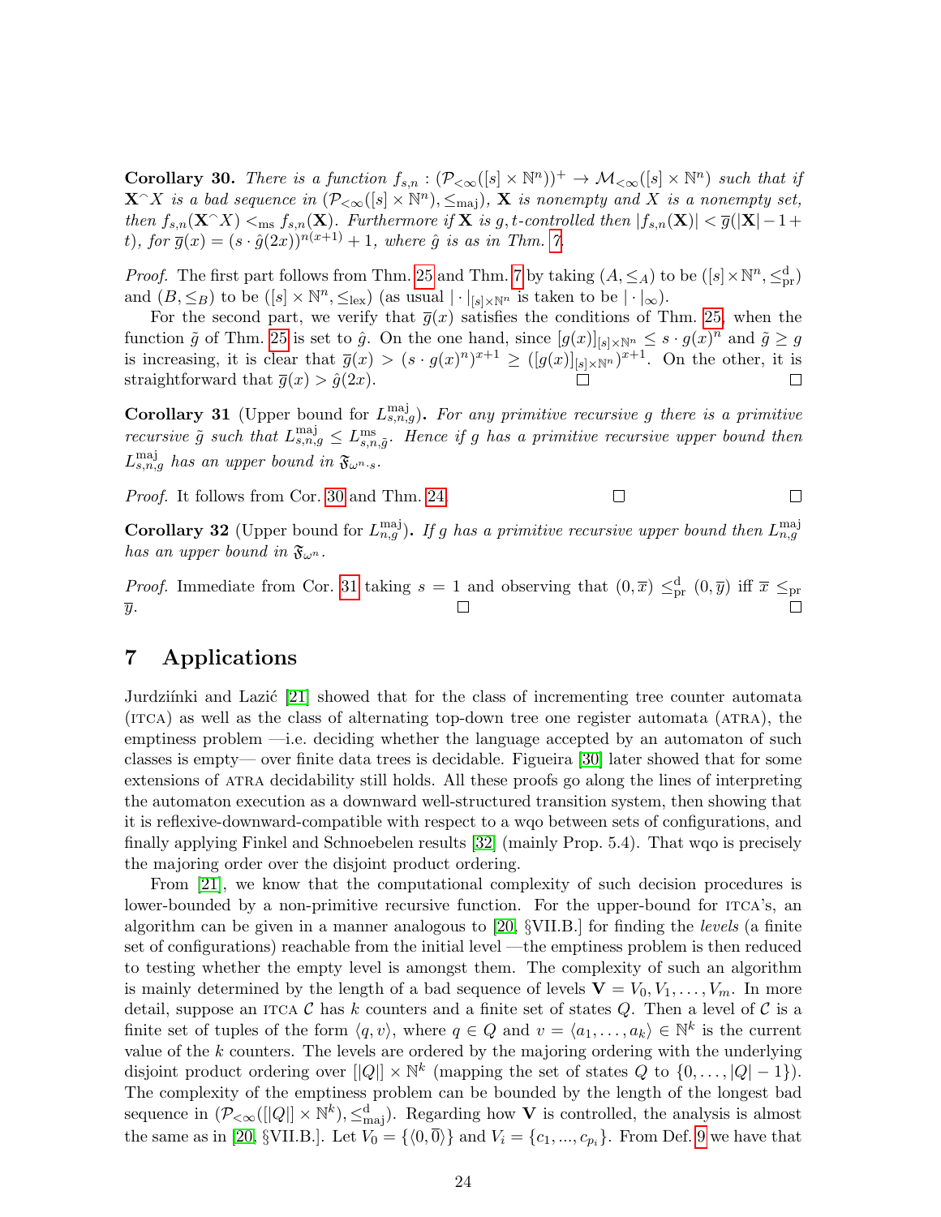**Corollary 30.** *There is a function $f_{s,n} : (\mathcal{P}_{<\infty}([s] \times \mathbb{N}^n))^+ \to \mathcal{M}_{<\infty}([s] \times \mathbb{N}^n)$ such that if $\mathbf{X}^\frown X$ is a bad sequence in $(\mathcal{P}_{<\infty}([s] \times \mathbb{N}^n), \leq_{\mathrm{maj}})$, $\mathbf{X}$ is nonempty and $X$ is a nonempty set, then $f_{s,n}(\mathbf{X}^\frown X) <_{\mathrm{ms}} f_{s,n}(\mathbf{X})$. Furthermore if $\mathbf{X}$ is $g,t$-controlled then $|f_{s,n}(\mathbf{X})| < \overline{g}(|\mathbf{X}| - 1 + t)$, for $\overline{g}(x) = (s \cdot \hat{g}(2x))^{n(x+1)} + 1$, where $\hat{g}$ is as in Thm. 7.*

*Proof.* The first part follows from Thm. 25 and Thm. 7 by taking $(A, \leq_A)$ to be $([s] \times \mathbb{N}^n, \leq^{\mathrm{d}}_{\mathrm{pr}})$ and $(B, \leq_B)$ to be $([s] \times \mathbb{N}^n, \leq_{\mathrm{lex}})$ (as usual $|\cdot|_{[s]\times\mathbb{N}^n}$ is taken to be $|\cdot|_\infty$).

For the second part, we verify that $\overline{g}(x)$ satisfies the conditions of Thm. 25, when the function $\tilde{g}$ of Thm. 25 is set to $\hat{g}$. On the one hand, since $[g(x)]_{[s]\times\mathbb{N}^n} \leq s \cdot g(x)^n$ and $\tilde{g} \geq g$ is increasing, it is clear that $\overline{g}(x) > (s \cdot g(x)^n)^{x+1} \geq ([g(x)]_{[s]\times\mathbb{N}^n})^{x+1}$. On the other, it is straightforward that $\overline{g}(x) > \hat{g}(2x)$. □ □

**Corollary 31** (Upper bound for $L^{\mathrm{maj}}_{s,n,g}$)**.** *For any primitive recursive $g$ there is a primitive recursive $\tilde{g}$ such that $L^{\mathrm{maj}}_{s,n,g} \leq L^{\mathrm{ms}}_{s,n,\tilde{g}}$. Hence if $g$ has a primitive recursive upper bound then $L^{\mathrm{maj}}_{s,n,g}$ has an upper bound in $\mathfrak{F}_{\omega^n \cdot s}$.*

*Proof.* It follows from Cor. 30 and Thm. 24. □ □

**Corollary 32** (Upper bound for $L^{\mathrm{maj}}_{n,g}$)**.** *If $g$ has a primitive recursive upper bound then $L^{\mathrm{maj}}_{n,g}$ has an upper bound in $\mathfrak{F}_{\omega^n}$.*

*Proof.* Immediate from Cor. 31 taking $s = 1$ and observing that $(0, \overline{x}) \leq^{\mathrm{d}}_{\mathrm{pr}} (0, \overline{y})$ iff $\overline{x} \leq_{\mathrm{pr}} \overline{y}$. □ □

# 7 Applications

Jurdziínki and Lazić [21] showed that for the class of incrementing tree counter automata (ITCA) as well as the class of alternating top-down tree one register automata (ATRA), the emptiness problem —i.e. deciding whether the language accepted by an automaton of such classes is empty— over finite data trees is decidable. Figueira [30] later showed that for some extensions of ATRA decidability still holds. All these proofs go along the lines of interpreting the automaton execution as a downward well-structured transition system, then showing that it is reflexive-downward-compatible with respect to a wqo between sets of configurations, and finally applying Finkel and Schnoebelen results [32] (mainly Prop. 5.4). That wqo is precisely the majoring order over the disjoint product ordering.

From [21], we know that the computational complexity of such decision procedures is lower-bounded by a non-primitive recursive function. For the upper-bound for ITCA's, an algorithm can be given in a manner analogous to [20, §VII.B.] for finding the *levels* (a finite set of configurations) reachable from the initial level —the emptiness problem is then reduced to testing whether the empty level is amongst them. The complexity of such an algorithm is mainly determined by the length of a bad sequence of levels $\mathbf{V} = V_0, V_1, \ldots, V_m$. In more detail, suppose an ITCA $\mathcal{C}$ has $k$ counters and a finite set of states $Q$. Then a level of $\mathcal{C}$ is a finite set of tuples of the form $\langle q, v\rangle$, where $q \in Q$ and $v = \langle a_1, \ldots, a_k\rangle \in \mathbb{N}^k$ is the current value of the $k$ counters. The levels are ordered by the majoring ordering with the underlying disjoint product ordering over $[|Q|] \times \mathbb{N}^k$ (mapping the set of states $Q$ to $\{0, \ldots, |Q| - 1\}$). The complexity of the emptiness problem can be bounded by the length of the longest bad sequence in $(\mathcal{P}_{<\infty}([|Q|] \times \mathbb{N}^k), \leq^{\mathrm{d}}_{\mathrm{maj}})$. Regarding how $\mathbf{V}$ is controlled, the analysis is almost the same as in [20, §VII.B.]. Let $V_0 = \{\langle 0, \overline{0}\rangle\}$ and $V_i = \{c_1, ..., c_{p_i}\}$. From Def. 9 we have that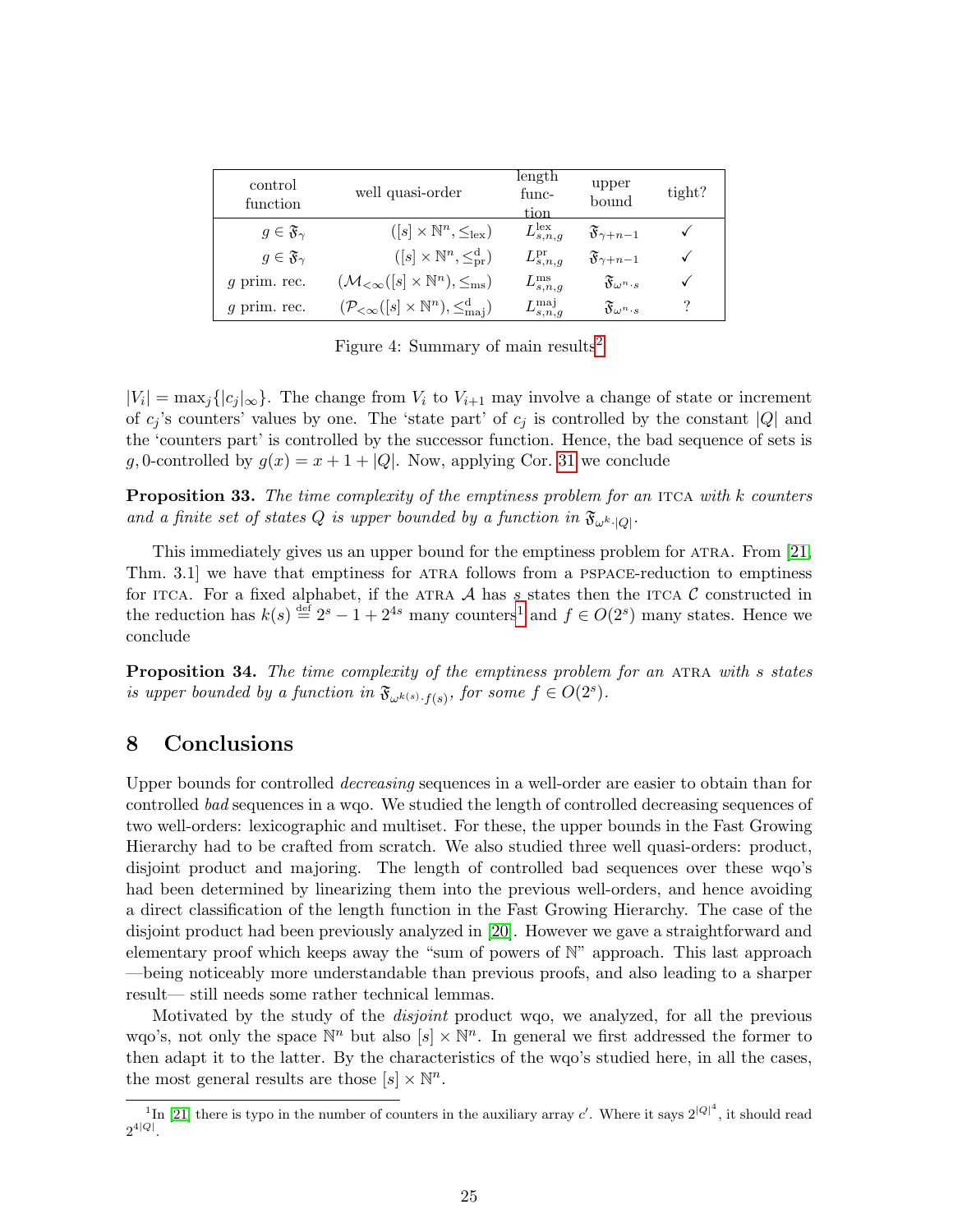| control function | well quasi-order | length function | upper bound | tight? |
|---|---|---|---|---|
| $g \in \mathfrak{F}_\gamma$ | $([s] \times \mathbb{N}^n, \leq_{\text{lex}})$ | $L^{\text{lex}}_{s,n,g}$ | $\mathfrak{F}_{\gamma+n-1}$ | ✓ |
| $g \in \mathfrak{F}_\gamma$ | $([s] \times \mathbb{N}^n, \leq^{\text{d}}_{\text{pr}})$ | $L^{\text{pr}}_{s,n,g}$ | $\mathfrak{F}_{\gamma+n-1}$ | ✓ |
| $g$ prim. rec. | $(\mathcal{M}_{<\infty}([s] \times \mathbb{N}^n), \leq_{\text{ms}})$ | $L^{\text{ms}}_{s,n,g}$ | $\mathfrak{F}_{\omega^n \cdot s}$ | ✓ |
| $g$ prim. rec. | $(\mathcal{P}_{<\infty}([s] \times \mathbb{N}^n), \leq^{\text{d}}_{\text{maj}})$ | $L^{\text{maj}}_{s,n,g}$ | $\mathfrak{F}_{\omega^n \cdot s}$ | ? |

Figure 4: Summary of main results[2]

$|V_i| = \max_j\{|c_j|_\infty\}$. The change from $V_i$ to $V_{i+1}$ may involve a change of state or increment of $c_j$'s counters' values by one. The 'state part' of $c_j$ is controlled by the constant $|Q|$ and the 'counters part' is controlled by the successor function. Hence, the bad sequence of sets is $g, 0$-controlled by $g(x) = x + 1 + |Q|$. Now, applying Cor. 31 we conclude

**Proposition 33.** *The time complexity of the emptiness problem for an* ITCA *with $k$ counters and a finite set of states $Q$ is upper bounded by a function in $\mathfrak{F}_{\omega^k \cdot |Q|}$.*

This immediately gives us an upper bound for the emptiness problem for ATRA. From [21, Thm. 3.1] we have that emptiness for ATRA follows from a PSPACE-reduction to emptiness for ITCA. For a fixed alphabet, if the ATRA $\mathcal{A}$ has $s$ states then the ITCA $\mathcal{C}$ constructed in the reduction has $k(s) \stackrel{\text{def}}{=} 2^s - 1 + 2^{4s}$ many counters[1] and $f \in O(2^s)$ many states. Hence we conclude

**Proposition 34.** *The time complexity of the emptiness problem for an* ATRA *with $s$ states is upper bounded by a function in $\mathfrak{F}_{\omega^{k(s)} \cdot f(s)}$, for some $f \in O(2^s)$.*

# 8 Conclusions

Upper bounds for controlled *decreasing* sequences in a well-order are easier to obtain than for controlled *bad* sequences in a wqo. We studied the length of controlled decreasing sequences of two well-orders: lexicographic and multiset. For these, the upper bounds in the Fast Growing Hierarchy had to be crafted from scratch. We also studied three well quasi-orders: product, disjoint product and majoring. The length of controlled bad sequences over these wqo's had been determined by linearizing them into the previous well-orders, and hence avoiding a direct classification of the length function in the Fast Growing Hierarchy. The case of the disjoint product had been previously analyzed in [20]. However we gave a straightforward and elementary proof which keeps away the "sum of powers of $\mathbb{N}$" approach. This last approach —being noticeably more understandable than previous proofs, and also leading to a sharper result— still needs some rather technical lemmas.

Motivated by the study of the *disjoint* product wqo, we analyzed, for all the previous wqo's, not only the space $\mathbb{N}^n$ but also $[s] \times \mathbb{N}^n$. In general we first addressed the former to then adapt it to the latter. By the characteristics of the wqo's studied here, in all the cases, the most general results are those $[s] \times \mathbb{N}^n$.

[1] In [21] there is typo in the number of counters in the auxiliary array $c'$. Where it says $2^{|Q|^4}$, it should read $2^{4|Q|}$.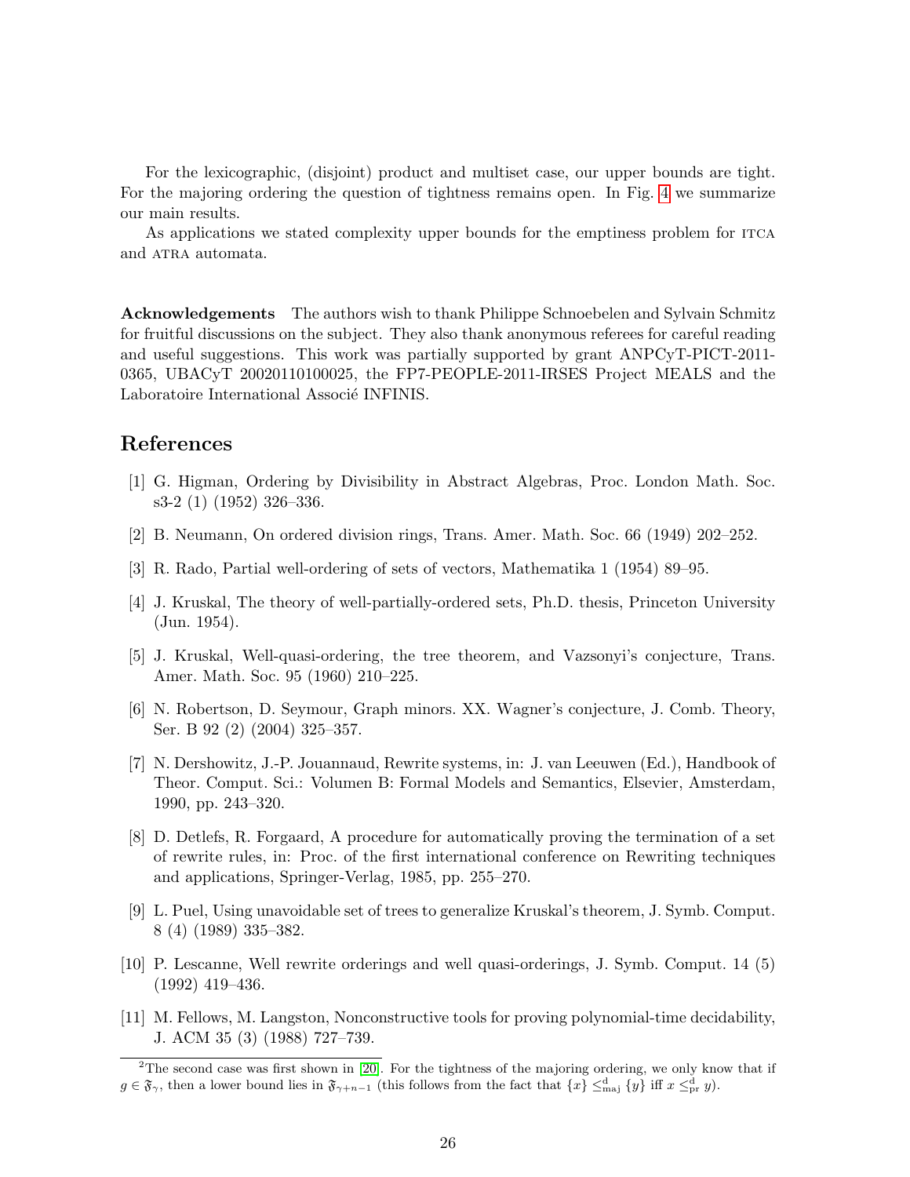For the lexicographic, (disjoint) product and multiset case, our upper bounds are tight. For the majoring ordering the question of tightness remains open. In Fig. 4 we summarize our main results.

As applications we stated complexity upper bounds for the emptiness problem for ITCA and ATRA automata.

**Acknowledgements** The authors wish to thank Philippe Schnoebelen and Sylvain Schmitz for fruitful discussions on the subject. They also thank anonymous referees for careful reading and useful suggestions. This work was partially supported by grant ANPCyT-PICT-2011-0365, UBACyT 20020110100025, the FP7-PEOPLE-2011-IRSES Project MEALS and the Laboratoire International Associé INFINIS.

## References

[1] G. Higman, Ordering by Divisibility in Abstract Algebras, Proc. London Math. Soc. s3-2 (1) (1952) 326–336.

[2] B. Neumann, On ordered division rings, Trans. Amer. Math. Soc. 66 (1949) 202–252.

[3] R. Rado, Partial well-ordering of sets of vectors, Mathematika 1 (1954) 89–95.

[4] J. Kruskal, The theory of well-partially-ordered sets, Ph.D. thesis, Princeton University (Jun. 1954).

[5] J. Kruskal, Well-quasi-ordering, the tree theorem, and Vazsonyi's conjecture, Trans. Amer. Math. Soc. 95 (1960) 210–225.

[6] N. Robertson, D. Seymour, Graph minors. XX. Wagner's conjecture, J. Comb. Theory, Ser. B 92 (2) (2004) 325–357.

[7] N. Dershowitz, J.-P. Jouannaud, Rewrite systems, in: J. van Leeuwen (Ed.), Handbook of Theor. Comput. Sci.: Volumen B: Formal Models and Semantics, Elsevier, Amsterdam, 1990, pp. 243–320.

[8] D. Detlefs, R. Forgaard, A procedure for automatically proving the termination of a set of rewrite rules, in: Proc. of the first international conference on Rewriting techniques and applications, Springer-Verlag, 1985, pp. 255–270.

[9] L. Puel, Using unavoidable set of trees to generalize Kruskal's theorem, J. Symb. Comput. 8 (4) (1989) 335–382.

[10] P. Lescanne, Well rewrite orderings and well quasi-orderings, J. Symb. Comput. 14 (5) (1992) 419–436.

[11] M. Fellows, M. Langston, Nonconstructive tools for proving polynomial-time decidability, J. ACM 35 (3) (1988) 727–739.

---

[2] The second case was first shown in [20]. For the tightness of the majoring ordering, we only know that if $g \in \mathfrak{F}_\gamma$, then a lower bound lies in $\mathfrak{F}_{\gamma+n-1}$ (this follows from the fact that $\{x\} \leq^{\mathrm{d}}_{\mathrm{maj}} \{y\}$ iff $x \leq^{\mathrm{d}}_{\mathrm{pr}} y$).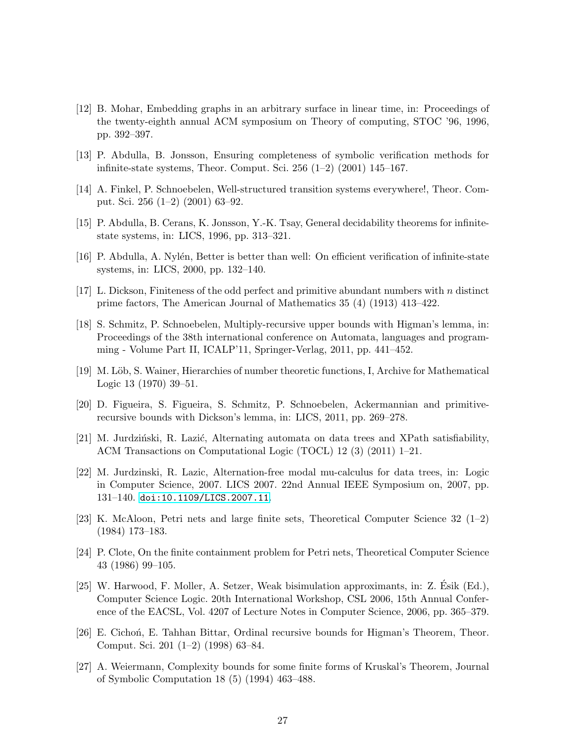[12] B. Mohar, Embedding graphs in an arbitrary surface in linear time, in: Proceedings of the twenty-eighth annual ACM symposium on Theory of computing, STOC '96, 1996, pp. 392–397.

[13] P. Abdulla, B. Jonsson, Ensuring completeness of symbolic verification methods for infinite-state systems, Theor. Comput. Sci. 256 (1–2) (2001) 145–167.

[14] A. Finkel, P. Schnoebelen, Well-structured transition systems everywhere!, Theor. Comput. Sci. 256 (1–2) (2001) 63–92.

[15] P. Abdulla, B. Cerans, K. Jonsson, Y.-K. Tsay, General decidability theorems for infinite-state systems, in: LICS, 1996, pp. 313–321.

[16] P. Abdulla, A. Nylén, Better is better than well: On efficient verification of infinite-state systems, in: LICS, 2000, pp. 132–140.

[17] L. Dickson, Finiteness of the odd perfect and primitive abundant numbers with $n$ distinct prime factors, The American Journal of Mathematics 35 (4) (1913) 413–422.

[18] S. Schmitz, P. Schnoebelen, Multiply-recursive upper bounds with Higman's lemma, in: Proceedings of the 38th international conference on Automata, languages and programming - Volume Part II, ICALP'11, Springer-Verlag, 2011, pp. 441–452.

[19] M. Löb, S. Wainer, Hierarchies of number theoretic functions, I, Archive for Mathematical Logic 13 (1970) 39–51.

[20] D. Figueira, S. Figueira, S. Schmitz, P. Schnoebelen, Ackermannian and primitive-recursive bounds with Dickson's lemma, in: LICS, 2011, pp. 269–278.

[21] M. Jurdziński, R. Lazić, Alternating automata on data trees and XPath satisfiability, ACM Transactions on Computational Logic (TOCL) 12 (3) (2011) 1–21.

[22] M. Jurdzinski, R. Lazic, Alternation-free modal mu-calculus for data trees, in: Logic in Computer Science, 2007. LICS 2007. 22nd Annual IEEE Symposium on, 2007, pp. 131–140. doi:10.1109/LICS.2007.11.

[23] K. McAloon, Petri nets and large finite sets, Theoretical Computer Science 32 (1–2) (1984) 173–183.

[24] P. Clote, On the finite containment problem for Petri nets, Theoretical Computer Science 43 (1986) 99–105.

[25] W. Harwood, F. Moller, A. Setzer, Weak bisimulation approximants, in: Z. Ésik (Ed.), Computer Science Logic. 20th International Workshop, CSL 2006, 15th Annual Conference of the EACSL, Vol. 4207 of Lecture Notes in Computer Science, 2006, pp. 365–379.

[26] E. Cichoń, E. Tahhan Bittar, Ordinal recursive bounds for Higman's Theorem, Theor. Comput. Sci. 201 (1–2) (1998) 63–84.

[27] A. Weiermann, Complexity bounds for some finite forms of Kruskal's Theorem, Journal of Symbolic Computation 18 (5) (1994) 463–488.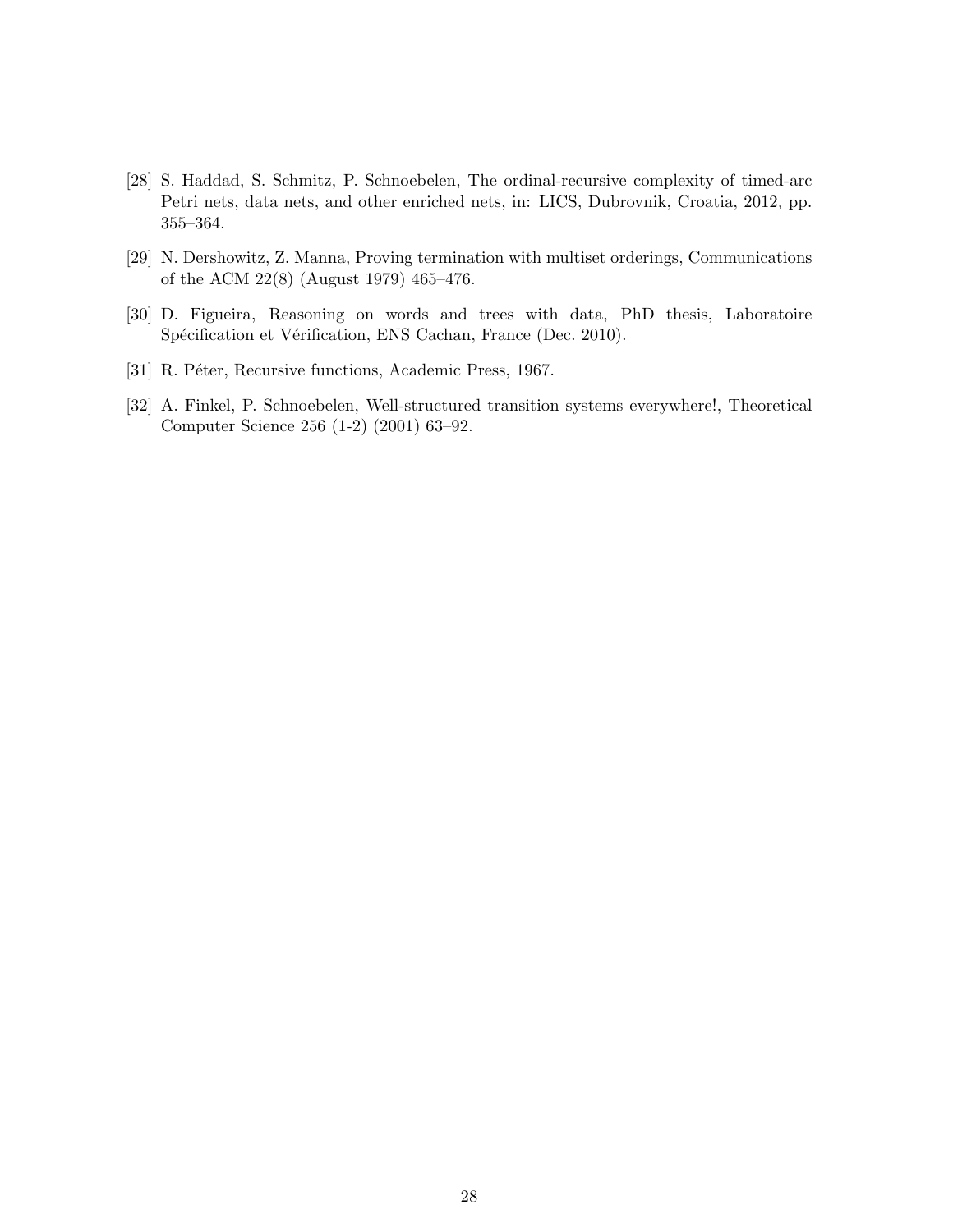[28] S. Haddad, S. Schmitz, P. Schnoebelen, The ordinal-recursive complexity of timed-arc Petri nets, data nets, and other enriched nets, in: LICS, Dubrovnik, Croatia, 2012, pp. 355–364.

[29] N. Dershowitz, Z. Manna, Proving termination with multiset orderings, Communications of the ACM 22(8) (August 1979) 465–476.

[30] D. Figueira, Reasoning on words and trees with data, PhD thesis, Laboratoire Spécification et Vérification, ENS Cachan, France (Dec. 2010).

[31] R. Péter, Recursive functions, Academic Press, 1967.

[32] A. Finkel, P. Schnoebelen, Well-structured transition systems everywhere!, Theoretical Computer Science 256 (1-2) (2001) 63–92.